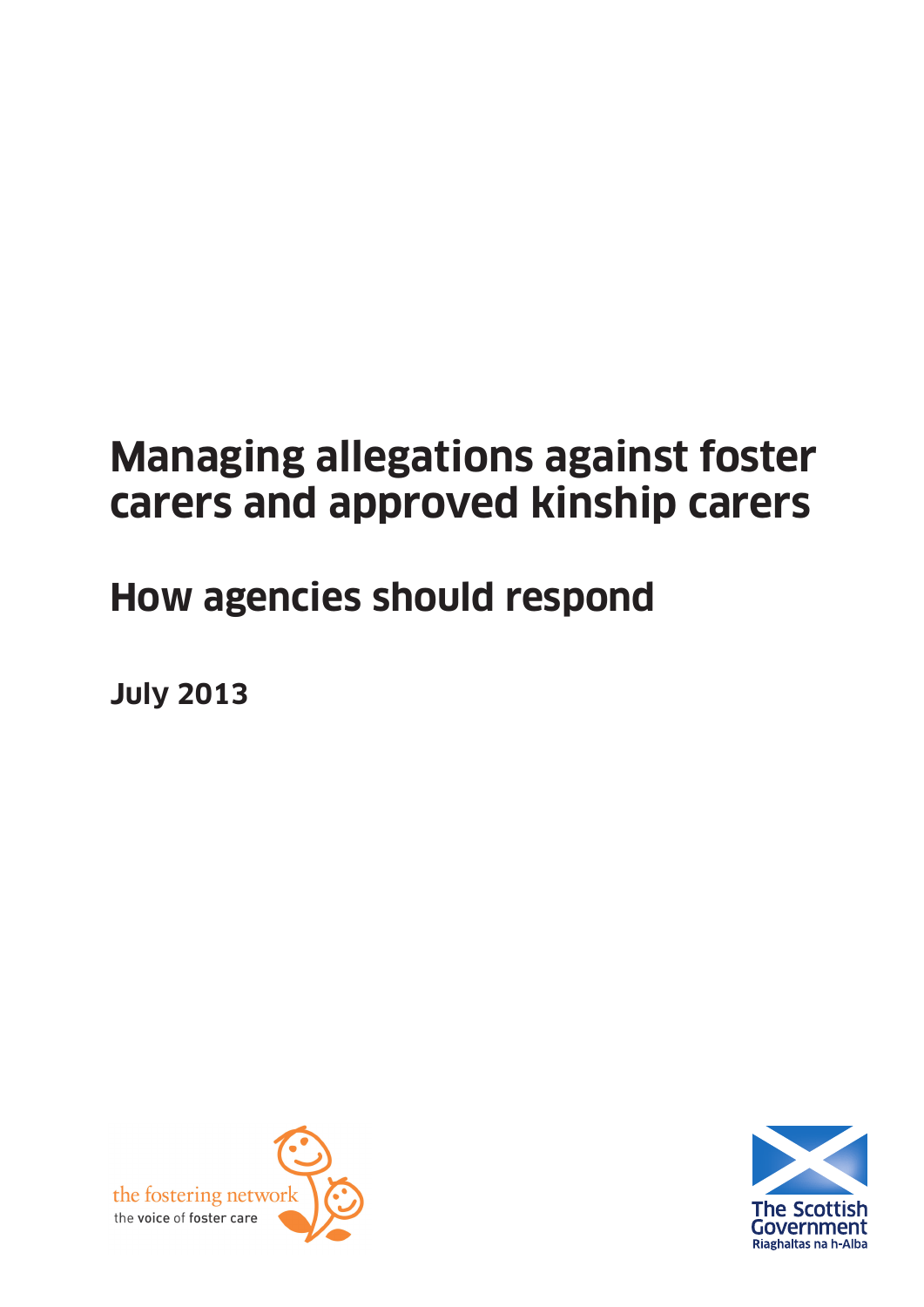# Managing allegations against foster carers and approved kinship carers

## How agencies should respond

**July 2013**

the fostering network
the voice of foster care

The Scottish Government
Riaghaltas na h-Alba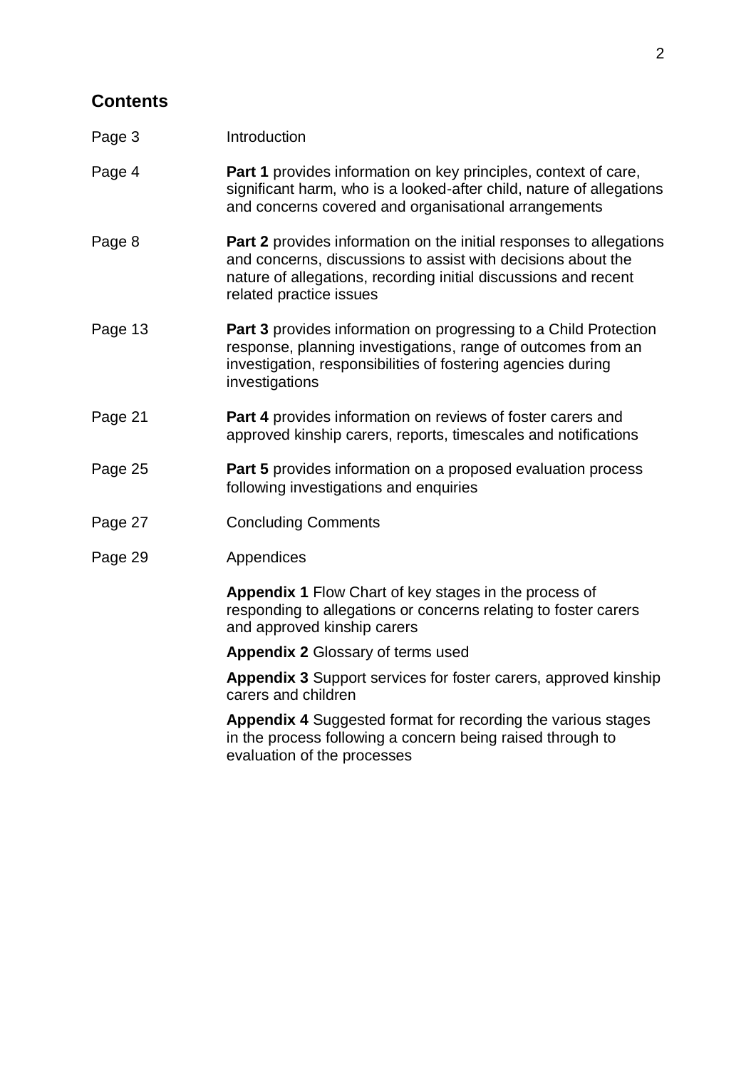## Contents

| | |
|---|---|
| Page 3 | Introduction |
| Page 4 | **Part 1** provides information on key principles, context of care, significant harm, who is a looked-after child, nature of allegations and concerns covered and organisational arrangements |
| Page 8 | **Part 2** provides information on the initial responses to allegations and concerns, discussions to assist with decisions about the nature of allegations, recording initial discussions and recent related practice issues |
| Page 13 | **Part 3** provides information on progressing to a Child Protection response, planning investigations, range of outcomes from an investigation, responsibilities of fostering agencies during investigations |
| Page 21 | **Part 4** provides information on reviews of foster carers and approved kinship carers, reports, timescales and notifications |
| Page 25 | **Part 5** provides information on a proposed evaluation process following investigations and enquiries |
| Page 27 | Concluding Comments |
| Page 29 | Appendices |
| | **Appendix 1** Flow Chart of key stages in the process of responding to allegations or concerns relating to foster carers and approved kinship carers |
| | **Appendix 2** Glossary of terms used |
| | **Appendix 3** Support services for foster carers, approved kinship carers and children |
| | **Appendix 4** Suggested format for recording the various stages in the process following a concern being raised through to evaluation of the processes |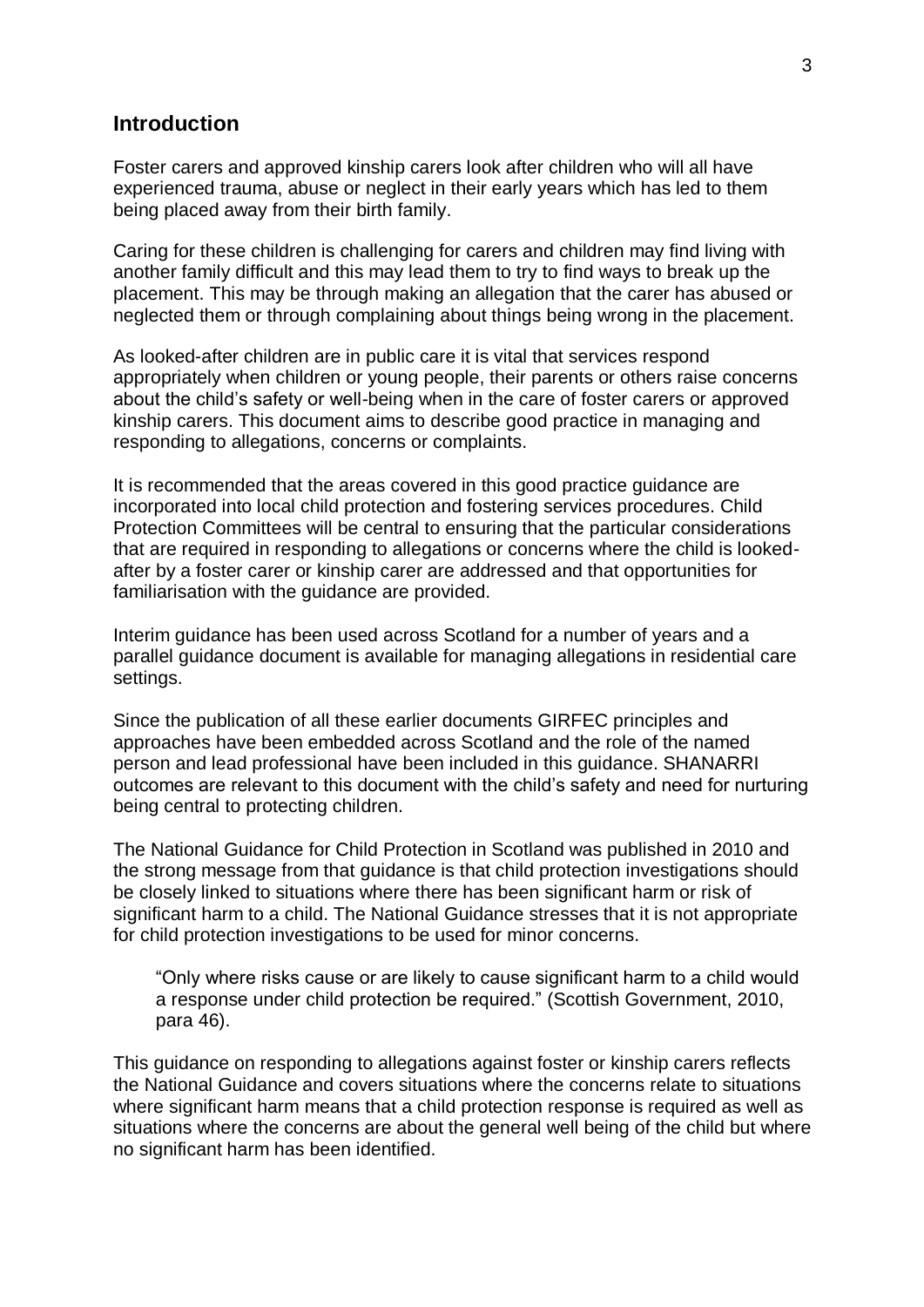## Introduction

Foster carers and approved kinship carers look after children who will all have experienced trauma, abuse or neglect in their early years which has led to them being placed away from their birth family.

Caring for these children is challenging for carers and children may find living with another family difficult and this may lead them to try to find ways to break up the placement. This may be through making an allegation that the carer has abused or neglected them or through complaining about things being wrong in the placement.

As looked-after children are in public care it is vital that services respond appropriately when children or young people, their parents or others raise concerns about the child's safety or well-being when in the care of foster carers or approved kinship carers. This document aims to describe good practice in managing and responding to allegations, concerns or complaints.

It is recommended that the areas covered in this good practice guidance are incorporated into local child protection and fostering services procedures. Child Protection Committees will be central to ensuring that the particular considerations that are required in responding to allegations or concerns where the child is looked-after by a foster carer or kinship carer are addressed and that opportunities for familiarisation with the guidance are provided.

Interim guidance has been used across Scotland for a number of years and a parallel guidance document is available for managing allegations in residential care settings.

Since the publication of all these earlier documents GIRFEC principles and approaches have been embedded across Scotland and the role of the named person and lead professional have been included in this guidance. SHANARRI outcomes are relevant to this document with the child's safety and need for nurturing being central to protecting children.

The National Guidance for Child Protection in Scotland was published in 2010 and the strong message from that guidance is that child protection investigations should be closely linked to situations where there has been significant harm or risk of significant harm to a child. The National Guidance stresses that it is not appropriate for child protection investigations to be used for minor concerns.

> "Only where risks cause or are likely to cause significant harm to a child would a response under child protection be required." (Scottish Government, 2010, para 46).

This guidance on responding to allegations against foster or kinship carers reflects the National Guidance and covers situations where the concerns relate to situations where significant harm means that a child protection response is required as well as situations where the concerns are about the general well being of the child but where no significant harm has been identified.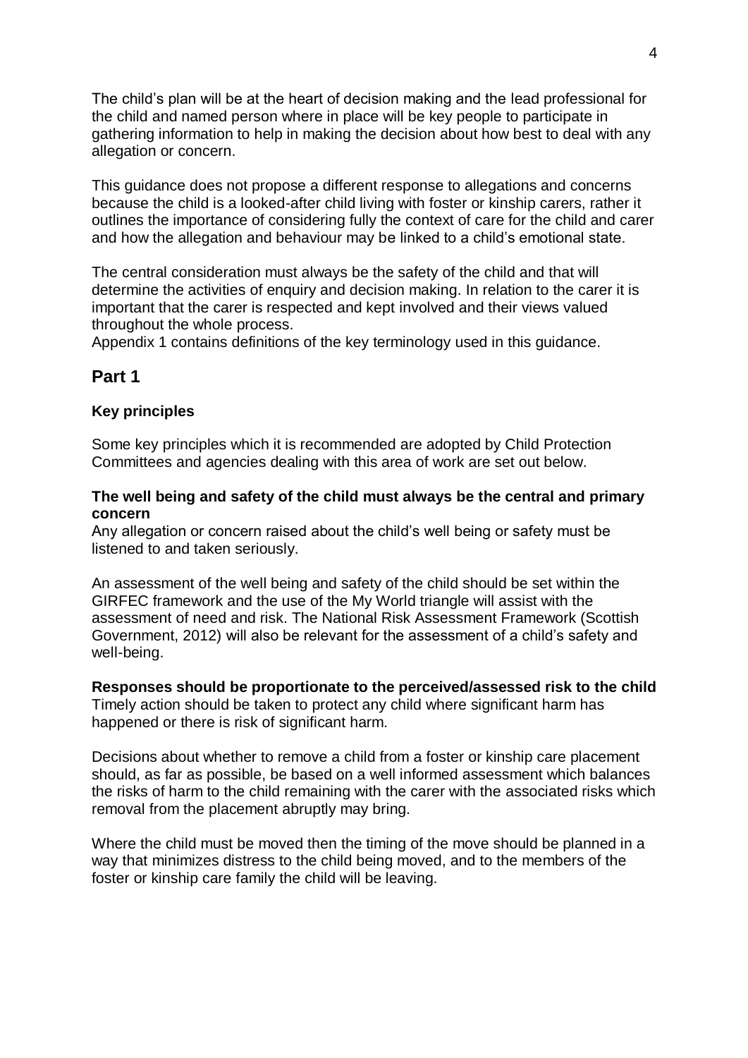The child's plan will be at the heart of decision making and the lead professional for the child and named person where in place will be key people to participate in gathering information to help in making the decision about how best to deal with any allegation or concern.

This guidance does not propose a different response to allegations and concerns because the child is a looked-after child living with foster or kinship carers, rather it outlines the importance of considering fully the context of care for the child and carer and how the allegation and behaviour may be linked to a child's emotional state.

The central consideration must always be the safety of the child and that will determine the activities of enquiry and decision making. In relation to the carer it is important that the carer is respected and kept involved and their views valued throughout the whole process.
Appendix 1 contains definitions of the key terminology used in this guidance.

## Part 1

### Key principles

Some key principles which it is recommended are adopted by Child Protection Committees and agencies dealing with this area of work are set out below.

**The well being and safety of the child must always be the central and primary concern**
Any allegation or concern raised about the child's well being or safety must be listened to and taken seriously.

An assessment of the well being and safety of the child should be set within the GIRFEC framework and the use of the My World triangle will assist with the assessment of need and risk. The National Risk Assessment Framework (Scottish Government, 2012) will also be relevant for the assessment of a child's safety and well-being.

**Responses should be proportionate to the perceived/assessed risk to the child**
Timely action should be taken to protect any child where significant harm has happened or there is risk of significant harm.

Decisions about whether to remove a child from a foster or kinship care placement should, as far as possible, be based on a well informed assessment which balances the risks of harm to the child remaining with the carer with the associated risks which removal from the placement abruptly may bring.

Where the child must be moved then the timing of the move should be planned in a way that minimizes distress to the child being moved, and to the members of the foster or kinship care family the child will be leaving.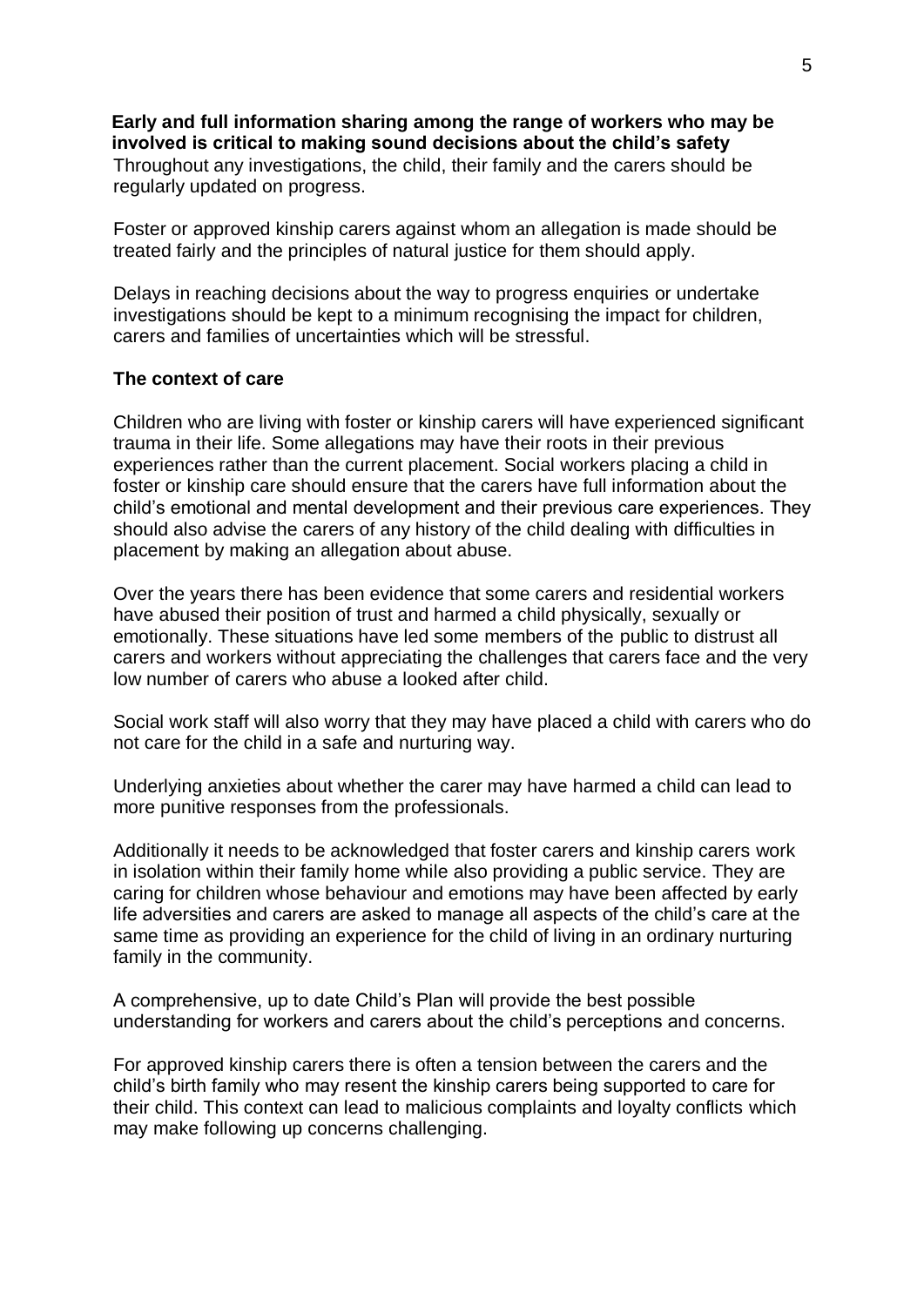**Early and full information sharing among the range of workers who may be involved is critical to making sound decisions about the child's safety**
Throughout any investigations, the child, their family and the carers should be regularly updated on progress.

Foster or approved kinship carers against whom an allegation is made should be treated fairly and the principles of natural justice for them should apply.

Delays in reaching decisions about the way to progress enquiries or undertake investigations should be kept to a minimum recognising the impact for children, carers and families of uncertainties which will be stressful.

**The context of care**

Children who are living with foster or kinship carers will have experienced significant trauma in their life. Some allegations may have their roots in their previous experiences rather than the current placement. Social workers placing a child in foster or kinship care should ensure that the carers have full information about the child's emotional and mental development and their previous care experiences. They should also advise the carers of any history of the child dealing with difficulties in placement by making an allegation about abuse.

Over the years there has been evidence that some carers and residential workers have abused their position of trust and harmed a child physically, sexually or emotionally. These situations have led some members of the public to distrust all carers and workers without appreciating the challenges that carers face and the very low number of carers who abuse a looked after child.

Social work staff will also worry that they may have placed a child with carers who do not care for the child in a safe and nurturing way.

Underlying anxieties about whether the carer may have harmed a child can lead to more punitive responses from the professionals.

Additionally it needs to be acknowledged that foster carers and kinship carers work in isolation within their family home while also providing a public service. They are caring for children whose behaviour and emotions may have been affected by early life adversities and carers are asked to manage all aspects of the child's care at the same time as providing an experience for the child of living in an ordinary nurturing family in the community.

A comprehensive, up to date Child's Plan will provide the best possible understanding for workers and carers about the child's perceptions and concerns.

For approved kinship carers there is often a tension between the carers and the child's birth family who may resent the kinship carers being supported to care for their child. This context can lead to malicious complaints and loyalty conflicts which may make following up concerns challenging.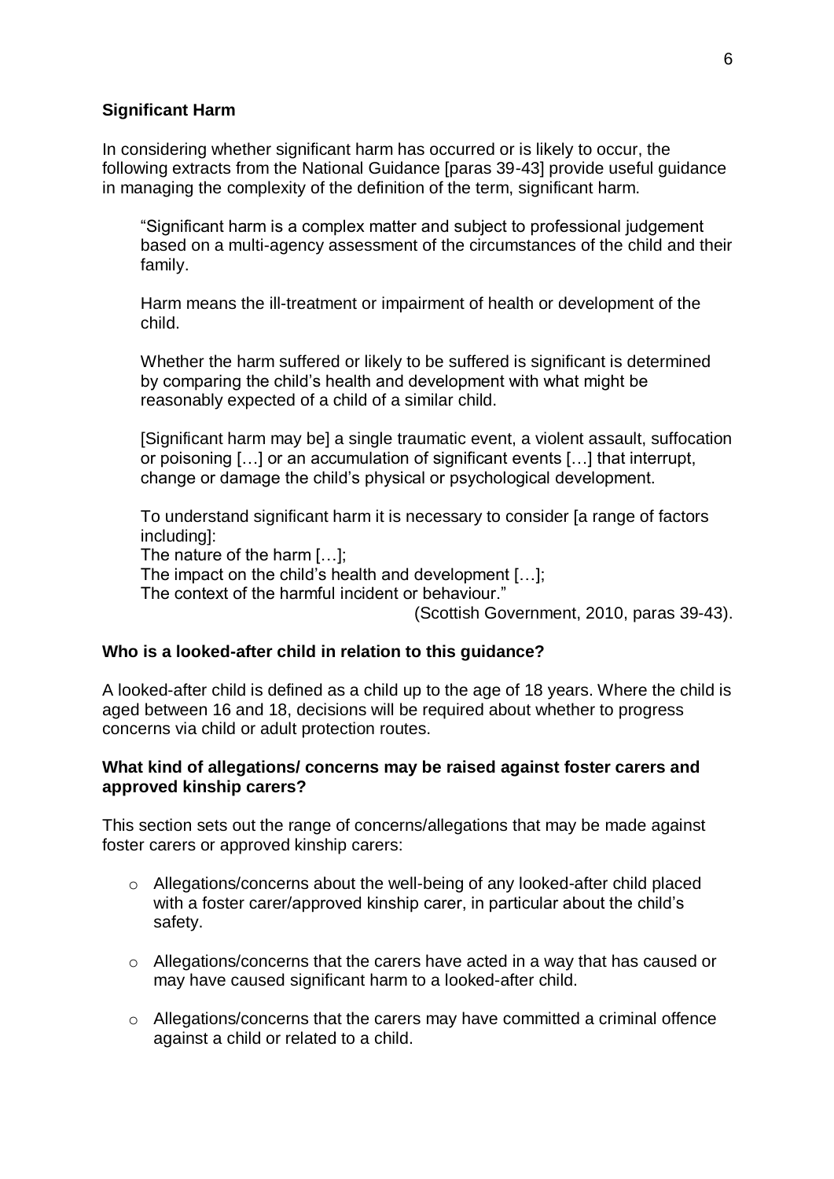**Significant Harm**

In considering whether significant harm has occurred or is likely to occur, the following extracts from the National Guidance [paras 39-43] provide useful guidance in managing the complexity of the definition of the term, significant harm.

> "Significant harm is a complex matter and subject to professional judgement based on a multi-agency assessment of the circumstances of the child and their family.
>
> Harm means the ill-treatment or impairment of health or development of the child.
>
> Whether the harm suffered or likely to be suffered is significant is determined by comparing the child's health and development with what might be reasonably expected of a child of a similar child.
>
> [Significant harm may be] a single traumatic event, a violent assault, suffocation or poisoning […] or an accumulation of significant events […] that interrupt, change or damage the child's physical or psychological development.
>
> To understand significant harm it is necessary to consider [a range of factors including]:
> The nature of the harm […];
> The impact on the child's health and development […];
> The context of the harmful incident or behaviour."
>
> (Scottish Government, 2010, paras 39-43).

**Who is a looked-after child in relation to this guidance?**

A looked-after child is defined as a child up to the age of 18 years. Where the child is aged between 16 and 18, decisions will be required about whether to progress concerns via child or adult protection routes.

**What kind of allegations/ concerns may be raised against foster carers and approved kinship carers?**

This section sets out the range of concerns/allegations that may be made against foster carers or approved kinship carers:

- Allegations/concerns about the well-being of any looked-after child placed with a foster carer/approved kinship carer, in particular about the child's safety.
- Allegations/concerns that the carers have acted in a way that has caused or may have caused significant harm to a looked-after child.
- Allegations/concerns that the carers may have committed a criminal offence against a child or related to a child.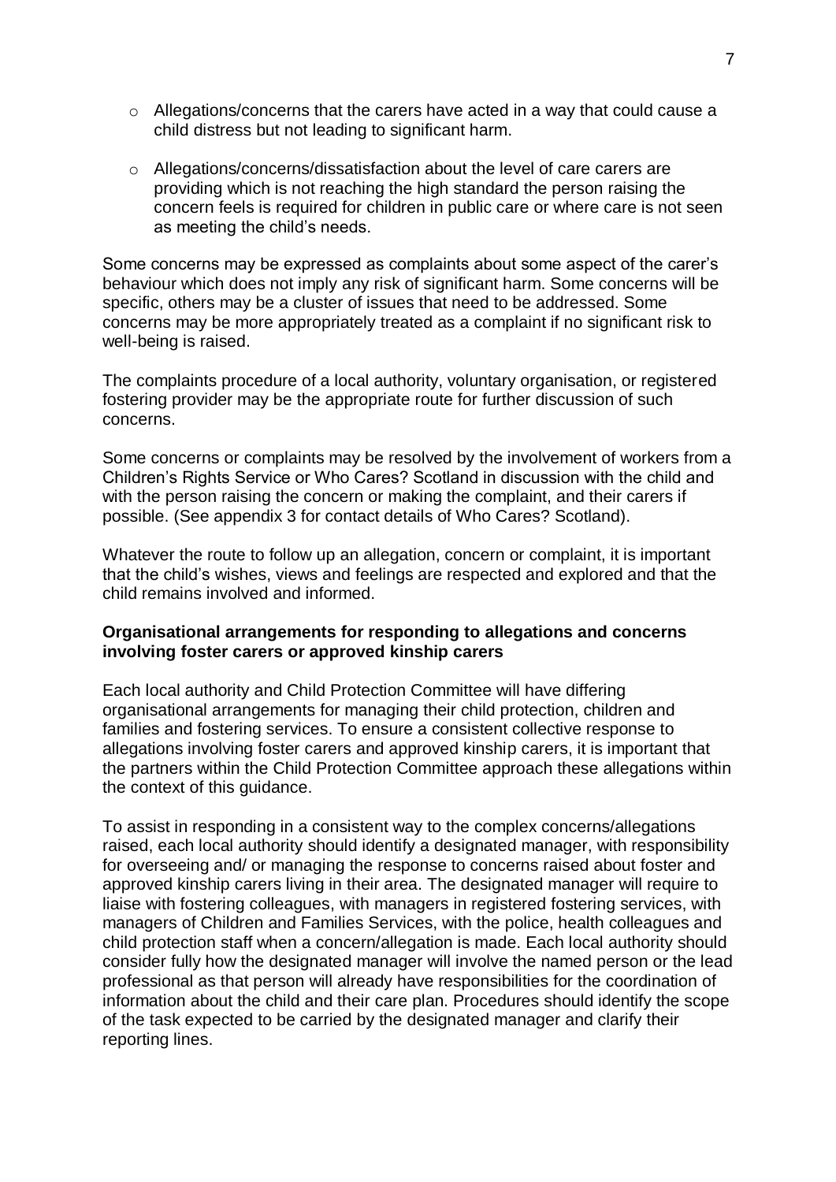- Allegations/concerns that the carers have acted in a way that could cause a child distress but not leading to significant harm.
- Allegations/concerns/dissatisfaction about the level of care carers are providing which is not reaching the high standard the person raising the concern feels is required for children in public care or where care is not seen as meeting the child's needs.

Some concerns may be expressed as complaints about some aspect of the carer's behaviour which does not imply any risk of significant harm. Some concerns will be specific, others may be a cluster of issues that need to be addressed. Some concerns may be more appropriately treated as a complaint if no significant risk to well-being is raised.

The complaints procedure of a local authority, voluntary organisation, or registered fostering provider may be the appropriate route for further discussion of such concerns.

Some concerns or complaints may be resolved by the involvement of workers from a Children's Rights Service or Who Cares? Scotland in discussion with the child and with the person raising the concern or making the complaint, and their carers if possible. (See appendix 3 for contact details of Who Cares? Scotland).

Whatever the route to follow up an allegation, concern or complaint, it is important that the child's wishes, views and feelings are respected and explored and that the child remains involved and informed.

**Organisational arrangements for responding to allegations and concerns involving foster carers or approved kinship carers**

Each local authority and Child Protection Committee will have differing organisational arrangements for managing their child protection, children and families and fostering services. To ensure a consistent collective response to allegations involving foster carers and approved kinship carers, it is important that the partners within the Child Protection Committee approach these allegations within the context of this guidance.

To assist in responding in a consistent way to the complex concerns/allegations raised, each local authority should identify a designated manager, with responsibility for overseeing and/ or managing the response to concerns raised about foster and approved kinship carers living in their area. The designated manager will require to liaise with fostering colleagues, with managers in registered fostering services, with managers of Children and Families Services, with the police, health colleagues and child protection staff when a concern/allegation is made. Each local authority should consider fully how the designated manager will involve the named person or the lead professional as that person will already have responsibilities for the coordination of information about the child and their care plan. Procedures should identify the scope of the task expected to be carried by the designated manager and clarify their reporting lines.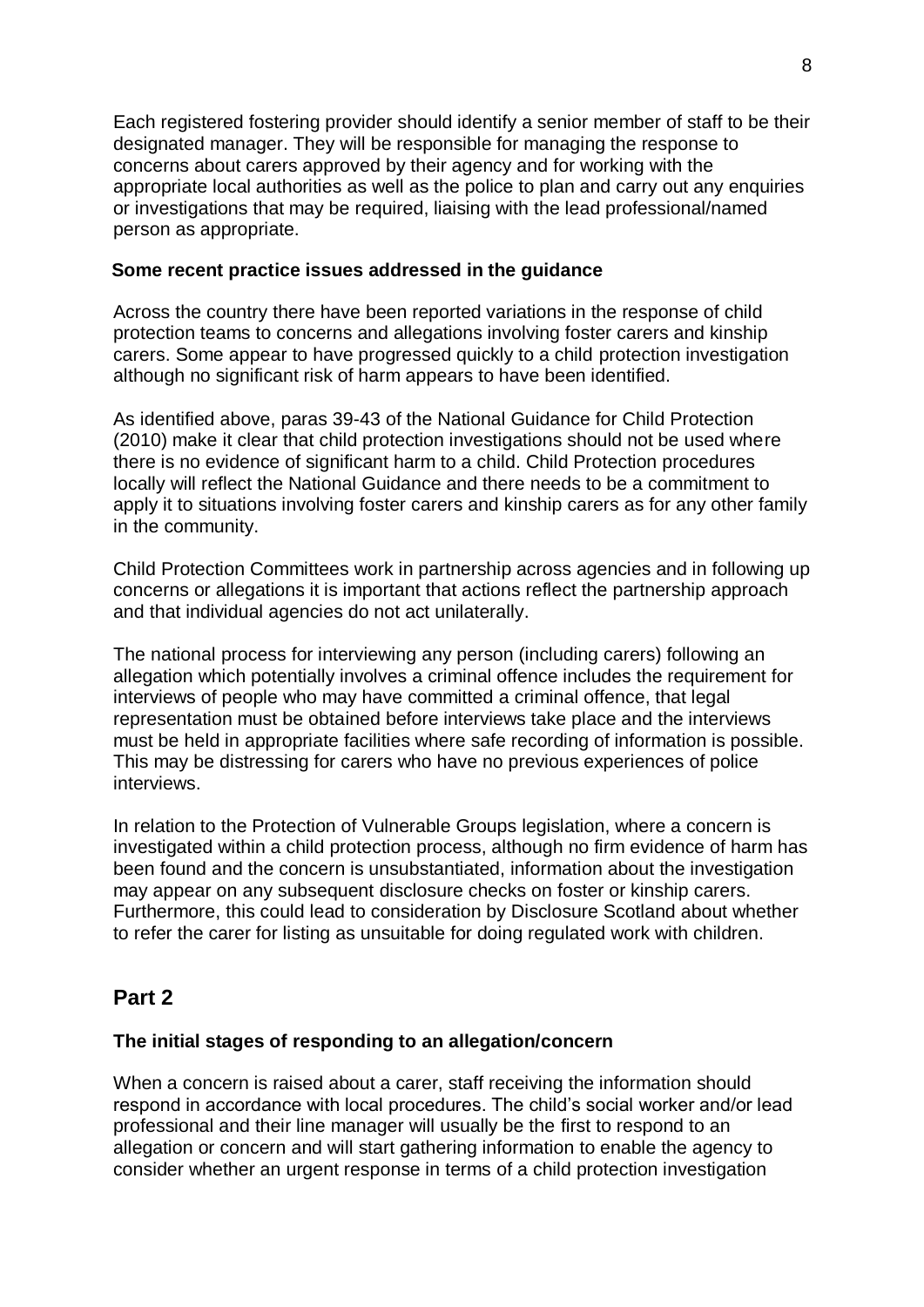Each registered fostering provider should identify a senior member of staff to be their designated manager. They will be responsible for managing the response to concerns about carers approved by their agency and for working with the appropriate local authorities as well as the police to plan and carry out any enquiries or investigations that may be required, liaising with the lead professional/named person as appropriate.

**Some recent practice issues addressed in the guidance**

Across the country there have been reported variations in the response of child protection teams to concerns and allegations involving foster carers and kinship carers. Some appear to have progressed quickly to a child protection investigation although no significant risk of harm appears to have been identified.

As identified above, paras 39-43 of the National Guidance for Child Protection (2010) make it clear that child protection investigations should not be used where there is no evidence of significant harm to a child. Child Protection procedures locally will reflect the National Guidance and there needs to be a commitment to apply it to situations involving foster carers and kinship carers as for any other family in the community.

Child Protection Committees work in partnership across agencies and in following up concerns or allegations it is important that actions reflect the partnership approach and that individual agencies do not act unilaterally.

The national process for interviewing any person (including carers) following an allegation which potentially involves a criminal offence includes the requirement for interviews of people who may have committed a criminal offence, that legal representation must be obtained before interviews take place and the interviews must be held in appropriate facilities where safe recording of information is possible. This may be distressing for carers who have no previous experiences of police interviews.

In relation to the Protection of Vulnerable Groups legislation, where a concern is investigated within a child protection process, although no firm evidence of harm has been found and the concern is unsubstantiated, information about the investigation may appear on any subsequent disclosure checks on foster or kinship carers. Furthermore, this could lead to consideration by Disclosure Scotland about whether to refer the carer for listing as unsuitable for doing regulated work with children.

## Part 2

**The initial stages of responding to an allegation/concern**

When a concern is raised about a carer, staff receiving the information should respond in accordance with local procedures. The child's social worker and/or lead professional and their line manager will usually be the first to respond to an allegation or concern and will start gathering information to enable the agency to consider whether an urgent response in terms of a child protection investigation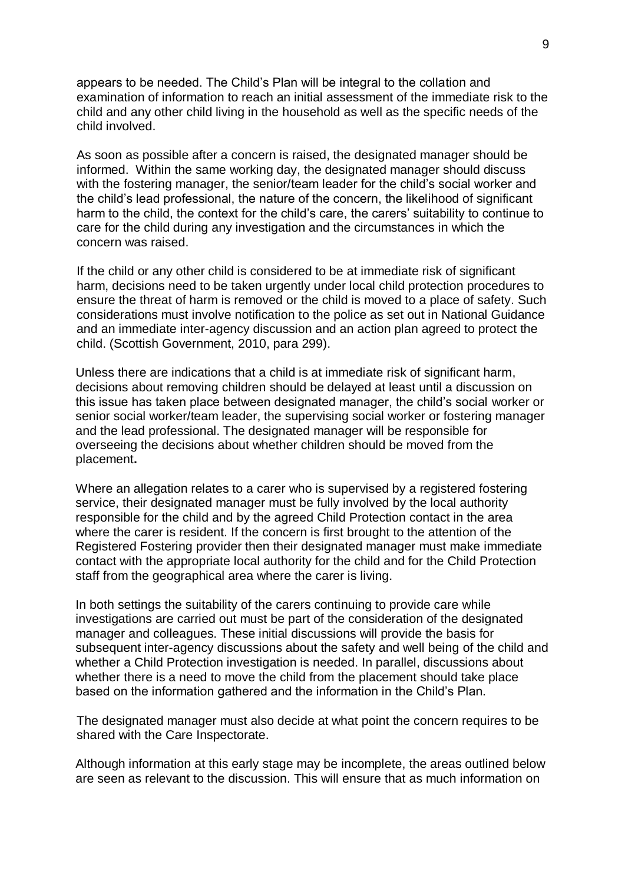appears to be needed. The Child's Plan will be integral to the collation and examination of information to reach an initial assessment of the immediate risk to the child and any other child living in the household as well as the specific needs of the child involved.

As soon as possible after a concern is raised, the designated manager should be informed. Within the same working day, the designated manager should discuss with the fostering manager, the senior/team leader for the child's social worker and the child's lead professional, the nature of the concern, the likelihood of significant harm to the child, the context for the child's care, the carers' suitability to continue to care for the child during any investigation and the circumstances in which the concern was raised.

If the child or any other child is considered to be at immediate risk of significant harm, decisions need to be taken urgently under local child protection procedures to ensure the threat of harm is removed or the child is moved to a place of safety. Such considerations must involve notification to the police as set out in National Guidance and an immediate inter-agency discussion and an action plan agreed to protect the child. (Scottish Government, 2010, para 299).

Unless there are indications that a child is at immediate risk of significant harm, decisions about removing children should be delayed at least until a discussion on this issue has taken place between designated manager, the child's social worker or senior social worker/team leader, the supervising social worker or fostering manager and the lead professional. The designated manager will be responsible for overseeing the decisions about whether children should be moved from the placement**.**

Where an allegation relates to a carer who is supervised by a registered fostering service, their designated manager must be fully involved by the local authority responsible for the child and by the agreed Child Protection contact in the area where the carer is resident. If the concern is first brought to the attention of the Registered Fostering provider then their designated manager must make immediate contact with the appropriate local authority for the child and for the Child Protection staff from the geographical area where the carer is living.

In both settings the suitability of the carers continuing to provide care while investigations are carried out must be part of the consideration of the designated manager and colleagues. These initial discussions will provide the basis for subsequent inter-agency discussions about the safety and well being of the child and whether a Child Protection investigation is needed. In parallel, discussions about whether there is a need to move the child from the placement should take place based on the information gathered and the information in the Child's Plan.

The designated manager must also decide at what point the concern requires to be shared with the Care Inspectorate.

Although information at this early stage may be incomplete, the areas outlined below are seen as relevant to the discussion. This will ensure that as much information on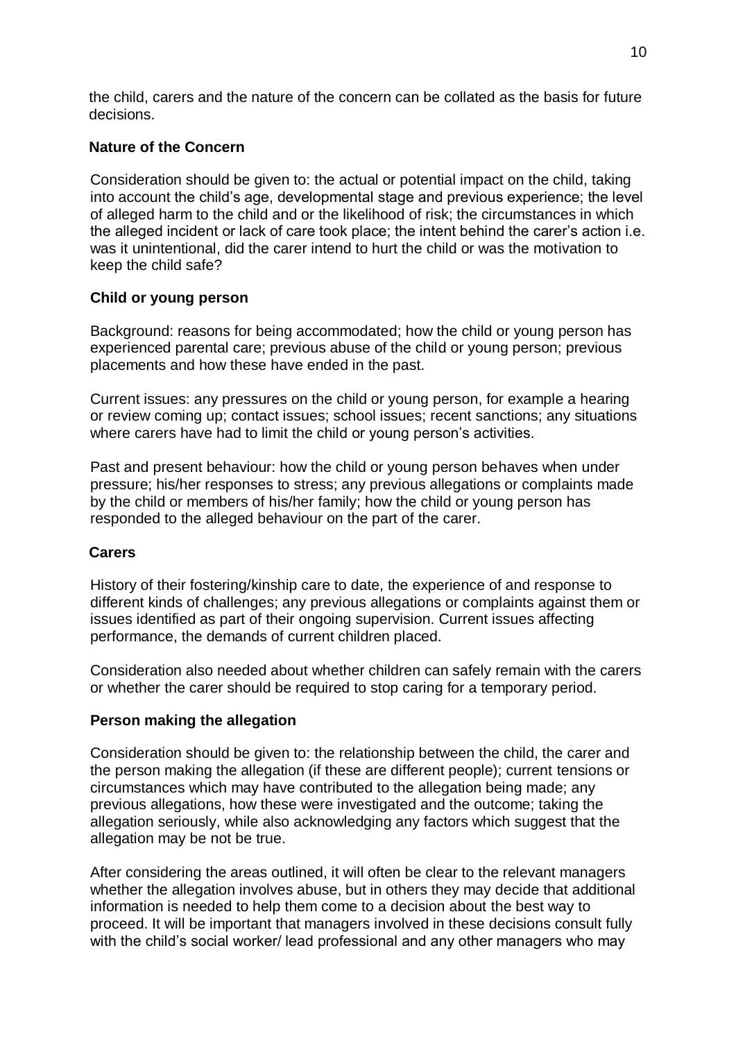the child, carers and the nature of the concern can be collated as the basis for future decisions.

**Nature of the Concern**

Consideration should be given to: the actual or potential impact on the child, taking into account the child's age, developmental stage and previous experience; the level of alleged harm to the child and or the likelihood of risk; the circumstances in which the alleged incident or lack of care took place; the intent behind the carer's action i.e. was it unintentional, did the carer intend to hurt the child or was the motivation to keep the child safe?

**Child or young person**

Background: reasons for being accommodated; how the child or young person has experienced parental care; previous abuse of the child or young person; previous placements and how these have ended in the past.

Current issues: any pressures on the child or young person, for example a hearing or review coming up; contact issues; school issues; recent sanctions; any situations where carers have had to limit the child or young person's activities.

Past and present behaviour: how the child or young person behaves when under pressure; his/her responses to stress; any previous allegations or complaints made by the child or members of his/her family; how the child or young person has responded to the alleged behaviour on the part of the carer.

**Carers**

History of their fostering/kinship care to date, the experience of and response to different kinds of challenges; any previous allegations or complaints against them or issues identified as part of their ongoing supervision. Current issues affecting performance, the demands of current children placed.

Consideration also needed about whether children can safely remain with the carers or whether the carer should be required to stop caring for a temporary period.

**Person making the allegation**

Consideration should be given to: the relationship between the child, the carer and the person making the allegation (if these are different people); current tensions or circumstances which may have contributed to the allegation being made; any previous allegations, how these were investigated and the outcome; taking the allegation seriously, while also acknowledging any factors which suggest that the allegation may be not be true.

After considering the areas outlined, it will often be clear to the relevant managers whether the allegation involves abuse, but in others they may decide that additional information is needed to help them come to a decision about the best way to proceed. It will be important that managers involved in these decisions consult fully with the child's social worker/ lead professional and any other managers who may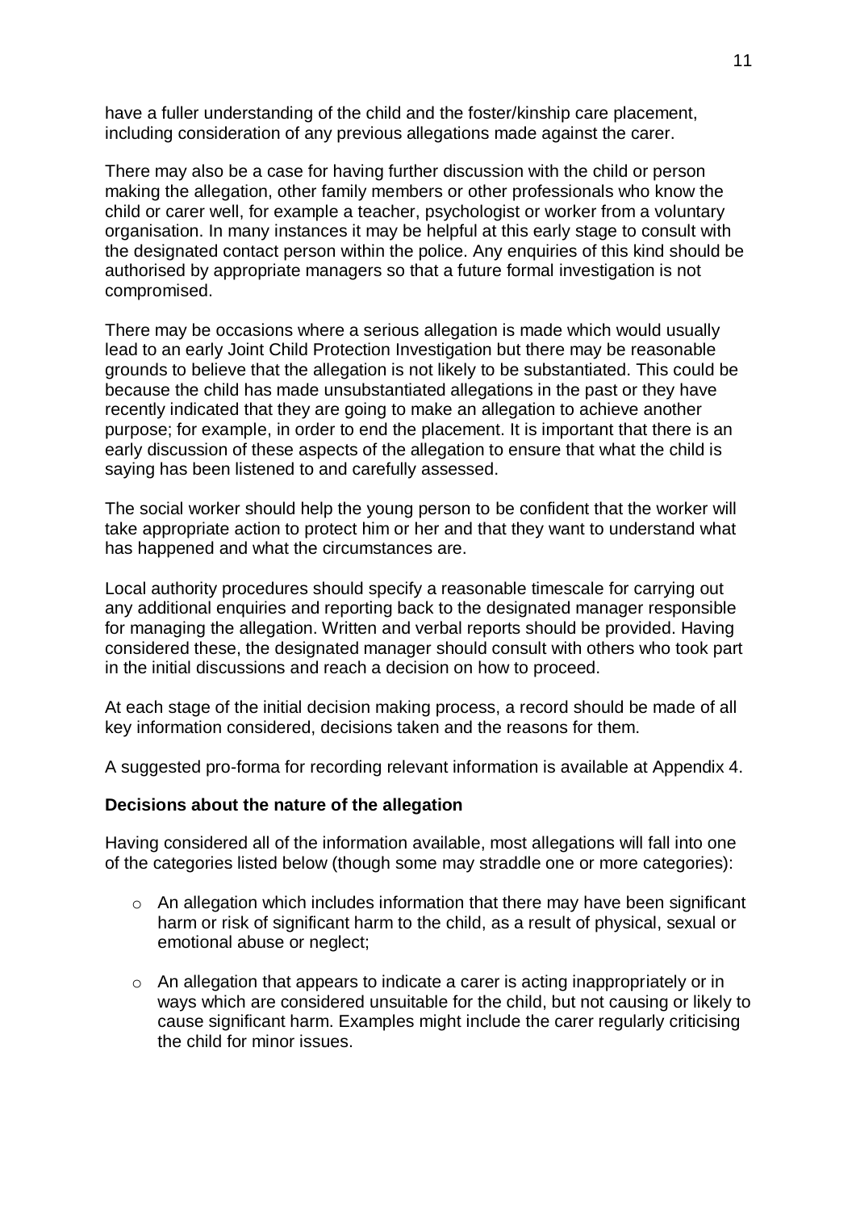have a fuller understanding of the child and the foster/kinship care placement, including consideration of any previous allegations made against the carer.

There may also be a case for having further discussion with the child or person making the allegation, other family members or other professionals who know the child or carer well, for example a teacher, psychologist or worker from a voluntary organisation. In many instances it may be helpful at this early stage to consult with the designated contact person within the police. Any enquiries of this kind should be authorised by appropriate managers so that a future formal investigation is not compromised.

There may be occasions where a serious allegation is made which would usually lead to an early Joint Child Protection Investigation but there may be reasonable grounds to believe that the allegation is not likely to be substantiated. This could be because the child has made unsubstantiated allegations in the past or they have recently indicated that they are going to make an allegation to achieve another purpose; for example, in order to end the placement. It is important that there is an early discussion of these aspects of the allegation to ensure that what the child is saying has been listened to and carefully assessed.

The social worker should help the young person to be confident that the worker will take appropriate action to protect him or her and that they want to understand what has happened and what the circumstances are.

Local authority procedures should specify a reasonable timescale for carrying out any additional enquiries and reporting back to the designated manager responsible for managing the allegation. Written and verbal reports should be provided. Having considered these, the designated manager should consult with others who took part in the initial discussions and reach a decision on how to proceed.

At each stage of the initial decision making process, a record should be made of all key information considered, decisions taken and the reasons for them.

A suggested pro-forma for recording relevant information is available at Appendix 4.

**Decisions about the nature of the allegation**

Having considered all of the information available, most allegations will fall into one of the categories listed below (though some may straddle one or more categories):

- An allegation which includes information that there may have been significant harm or risk of significant harm to the child, as a result of physical, sexual or emotional abuse or neglect;

- An allegation that appears to indicate a carer is acting inappropriately or in ways which are considered unsuitable for the child, but not causing or likely to cause significant harm. Examples might include the carer regularly criticising the child for minor issues.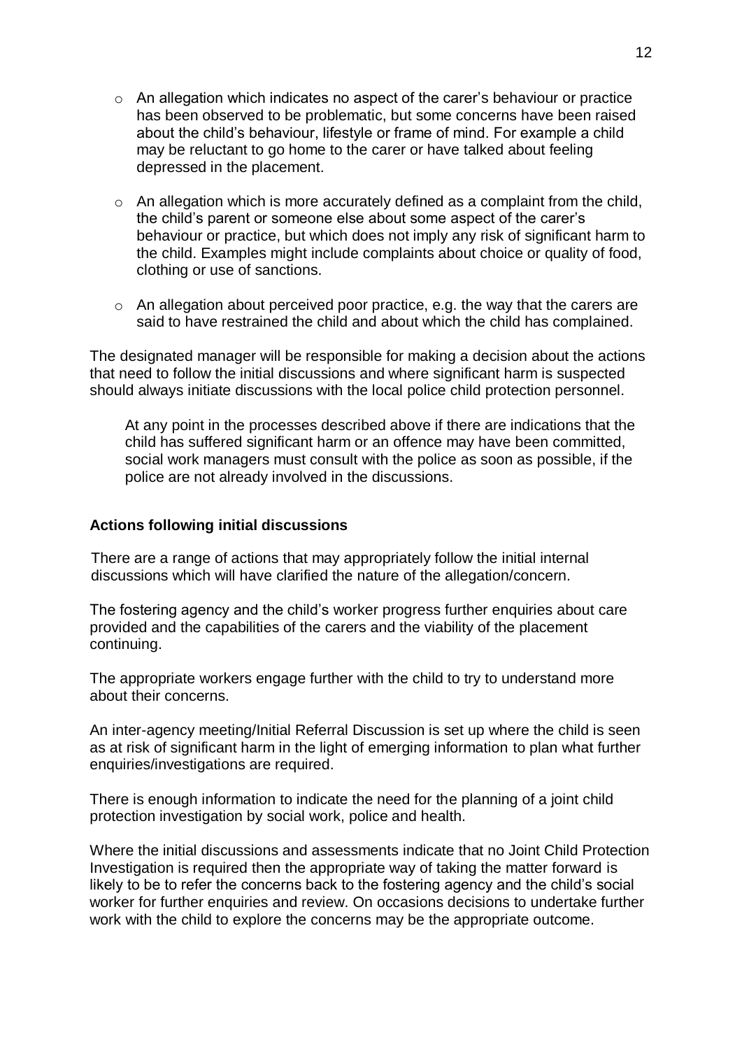- An allegation which indicates no aspect of the carer's behaviour or practice has been observed to be problematic, but some concerns have been raised about the child's behaviour, lifestyle or frame of mind. For example a child may be reluctant to go home to the carer or have talked about feeling depressed in the placement.

- An allegation which is more accurately defined as a complaint from the child, the child's parent or someone else about some aspect of the carer's behaviour or practice, but which does not imply any risk of significant harm to the child. Examples might include complaints about choice or quality of food, clothing or use of sanctions.

- An allegation about perceived poor practice, e.g. the way that the carers are said to have restrained the child and about which the child has complained.

The designated manager will be responsible for making a decision about the actions that need to follow the initial discussions and where significant harm is suspected should always initiate discussions with the local police child protection personnel.

> At any point in the processes described above if there are indications that the child has suffered significant harm or an offence may have been committed, social work managers must consult with the police as soon as possible, if the police are not already involved in the discussions.

**Actions following initial discussions**

There are a range of actions that may appropriately follow the initial internal discussions which will have clarified the nature of the allegation/concern.

The fostering agency and the child's worker progress further enquiries about care provided and the capabilities of the carers and the viability of the placement continuing.

The appropriate workers engage further with the child to try to understand more about their concerns.

An inter-agency meeting/Initial Referral Discussion is set up where the child is seen as at risk of significant harm in the light of emerging information to plan what further enquiries/investigations are required.

There is enough information to indicate the need for the planning of a joint child protection investigation by social work, police and health.

Where the initial discussions and assessments indicate that no Joint Child Protection Investigation is required then the appropriate way of taking the matter forward is likely to be to refer the concerns back to the fostering agency and the child's social worker for further enquiries and review. On occasions decisions to undertake further work with the child to explore the concerns may be the appropriate outcome.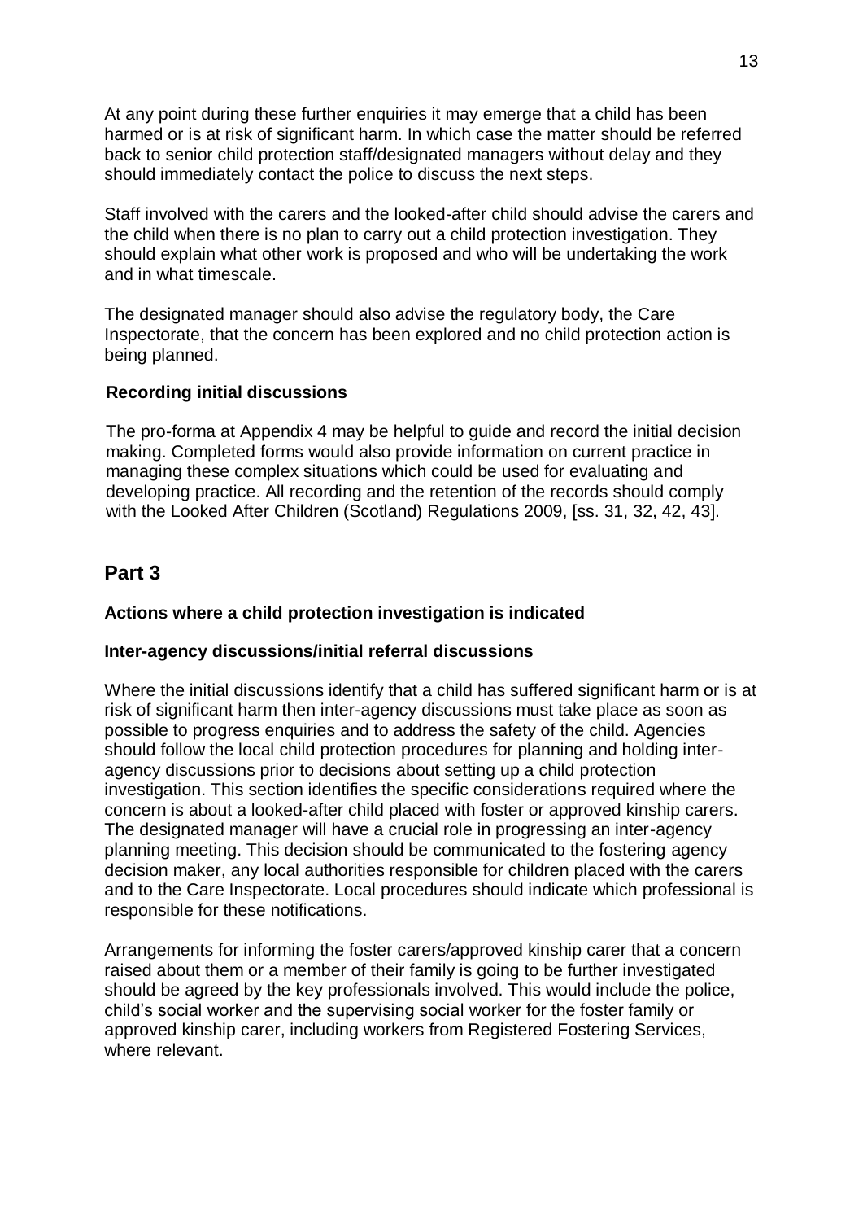At any point during these further enquiries it may emerge that a child has been harmed or is at risk of significant harm. In which case the matter should be referred back to senior child protection staff/designated managers without delay and they should immediately contact the police to discuss the next steps.

Staff involved with the carers and the looked-after child should advise the carers and the child when there is no plan to carry out a child protection investigation. They should explain what other work is proposed and who will be undertaking the work and in what timescale.

The designated manager should also advise the regulatory body, the Care Inspectorate, that the concern has been explored and no child protection action is being planned.

**Recording initial discussions**

The pro-forma at Appendix 4 may be helpful to guide and record the initial decision making. Completed forms would also provide information on current practice in managing these complex situations which could be used for evaluating and developing practice. All recording and the retention of the records should comply with the Looked After Children (Scotland) Regulations 2009, [ss. 31, 32, 42, 43].

## Part 3

**Actions where a child protection investigation is indicated**

**Inter-agency discussions/initial referral discussions**

Where the initial discussions identify that a child has suffered significant harm or is at risk of significant harm then inter-agency discussions must take place as soon as possible to progress enquiries and to address the safety of the child. Agencies should follow the local child protection procedures for planning and holding inter-agency discussions prior to decisions about setting up a child protection investigation. This section identifies the specific considerations required where the concern is about a looked-after child placed with foster or approved kinship carers. The designated manager will have a crucial role in progressing an inter-agency planning meeting. This decision should be communicated to the fostering agency decision maker, any local authorities responsible for children placed with the carers and to the Care Inspectorate. Local procedures should indicate which professional is responsible for these notifications.

Arrangements for informing the foster carers/approved kinship carer that a concern raised about them or a member of their family is going to be further investigated should be agreed by the key professionals involved. This would include the police, child's social worker and the supervising social worker for the foster family or approved kinship carer, including workers from Registered Fostering Services, where relevant.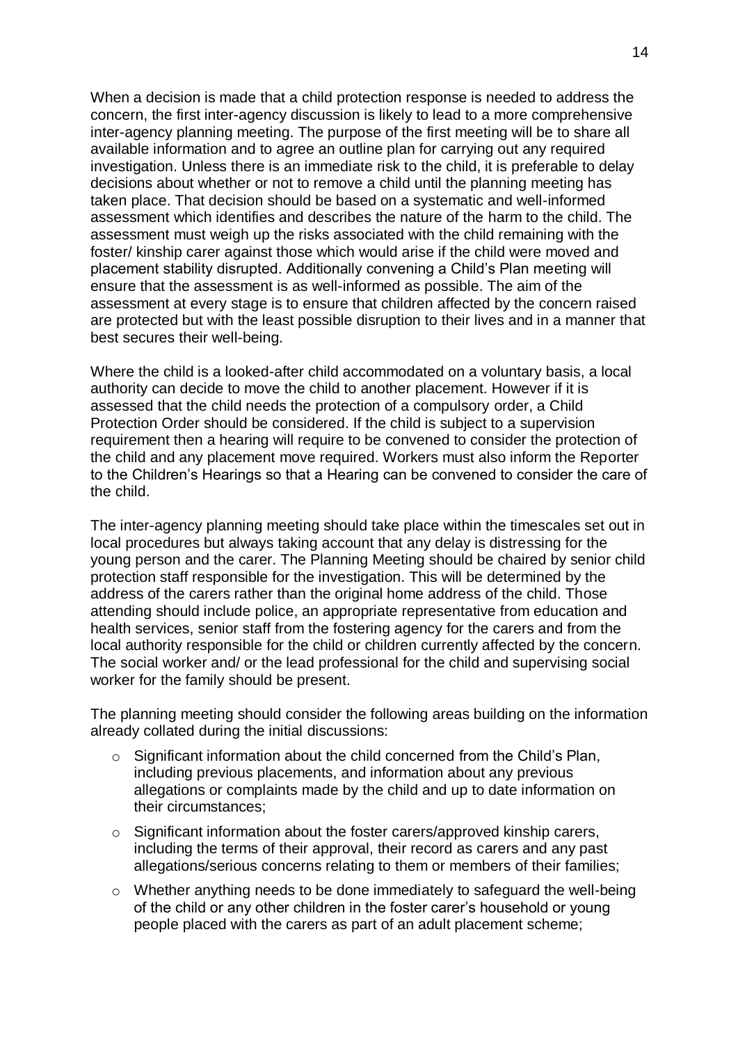When a decision is made that a child protection response is needed to address the concern, the first inter-agency discussion is likely to lead to a more comprehensive inter-agency planning meeting. The purpose of the first meeting will be to share all available information and to agree an outline plan for carrying out any required investigation. Unless there is an immediate risk to the child, it is preferable to delay decisions about whether or not to remove a child until the planning meeting has taken place. That decision should be based on a systematic and well-informed assessment which identifies and describes the nature of the harm to the child. The assessment must weigh up the risks associated with the child remaining with the foster/ kinship carer against those which would arise if the child were moved and placement stability disrupted. Additionally convening a Child's Plan meeting will ensure that the assessment is as well-informed as possible. The aim of the assessment at every stage is to ensure that children affected by the concern raised are protected but with the least possible disruption to their lives and in a manner that best secures their well-being.

Where the child is a looked-after child accommodated on a voluntary basis, a local authority can decide to move the child to another placement. However if it is assessed that the child needs the protection of a compulsory order, a Child Protection Order should be considered. If the child is subject to a supervision requirement then a hearing will require to be convened to consider the protection of the child and any placement move required. Workers must also inform the Reporter to the Children's Hearings so that a Hearing can be convened to consider the care of the child.

The inter-agency planning meeting should take place within the timescales set out in local procedures but always taking account that any delay is distressing for the young person and the carer. The Planning Meeting should be chaired by senior child protection staff responsible for the investigation. This will be determined by the address of the carers rather than the original home address of the child. Those attending should include police, an appropriate representative from education and health services, senior staff from the fostering agency for the carers and from the local authority responsible for the child or children currently affected by the concern. The social worker and/ or the lead professional for the child and supervising social worker for the family should be present.

The planning meeting should consider the following areas building on the information already collated during the initial discussions:

- Significant information about the child concerned from the Child's Plan, including previous placements, and information about any previous allegations or complaints made by the child and up to date information on their circumstances;
- Significant information about the foster carers/approved kinship carers, including the terms of their approval, their record as carers and any past allegations/serious concerns relating to them or members of their families;
- Whether anything needs to be done immediately to safeguard the well-being of the child or any other children in the foster carer's household or young people placed with the carers as part of an adult placement scheme;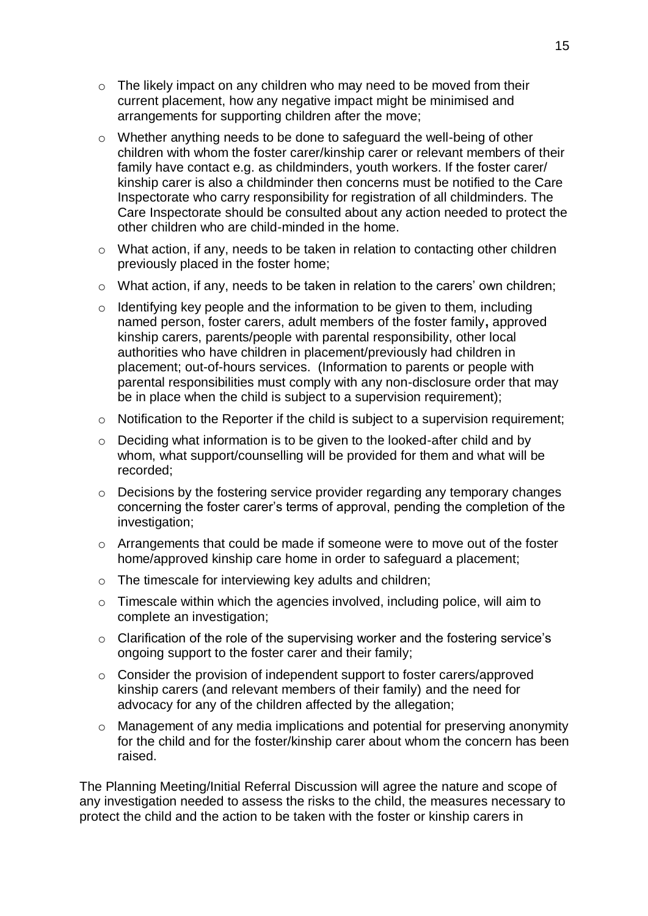- The likely impact on any children who may need to be moved from their current placement, how any negative impact might be minimised and arrangements for supporting children after the move;
- Whether anything needs to be done to safeguard the well-being of other children with whom the foster carer/kinship carer or relevant members of their family have contact e.g. as childminders, youth workers. If the foster carer/ kinship carer is also a childminder then concerns must be notified to the Care Inspectorate who carry responsibility for registration of all childminders. The Care Inspectorate should be consulted about any action needed to protect the other children who are child-minded in the home.
- What action, if any, needs to be taken in relation to contacting other children previously placed in the foster home;
- What action, if any, needs to be taken in relation to the carers' own children;
- Identifying key people and the information to be given to them, including named person, foster carers, adult members of the foster family**,** approved kinship carers, parents/people with parental responsibility, other local authorities who have children in placement/previously had children in placement; out-of-hours services. (Information to parents or people with parental responsibilities must comply with any non-disclosure order that may be in place when the child is subject to a supervision requirement);
- Notification to the Reporter if the child is subject to a supervision requirement;
- Deciding what information is to be given to the looked-after child and by whom, what support/counselling will be provided for them and what will be recorded;
- Decisions by the fostering service provider regarding any temporary changes concerning the foster carer's terms of approval, pending the completion of the investigation;
- Arrangements that could be made if someone were to move out of the foster home/approved kinship care home in order to safeguard a placement;
- The timescale for interviewing key adults and children;
- Timescale within which the agencies involved, including police, will aim to complete an investigation;
- Clarification of the role of the supervising worker and the fostering service's ongoing support to the foster carer and their family;
- Consider the provision of independent support to foster carers/approved kinship carers (and relevant members of their family) and the need for advocacy for any of the children affected by the allegation;
- Management of any media implications and potential for preserving anonymity for the child and for the foster/kinship carer about whom the concern has been raised.

The Planning Meeting/Initial Referral Discussion will agree the nature and scope of any investigation needed to assess the risks to the child, the measures necessary to protect the child and the action to be taken with the foster or kinship carers in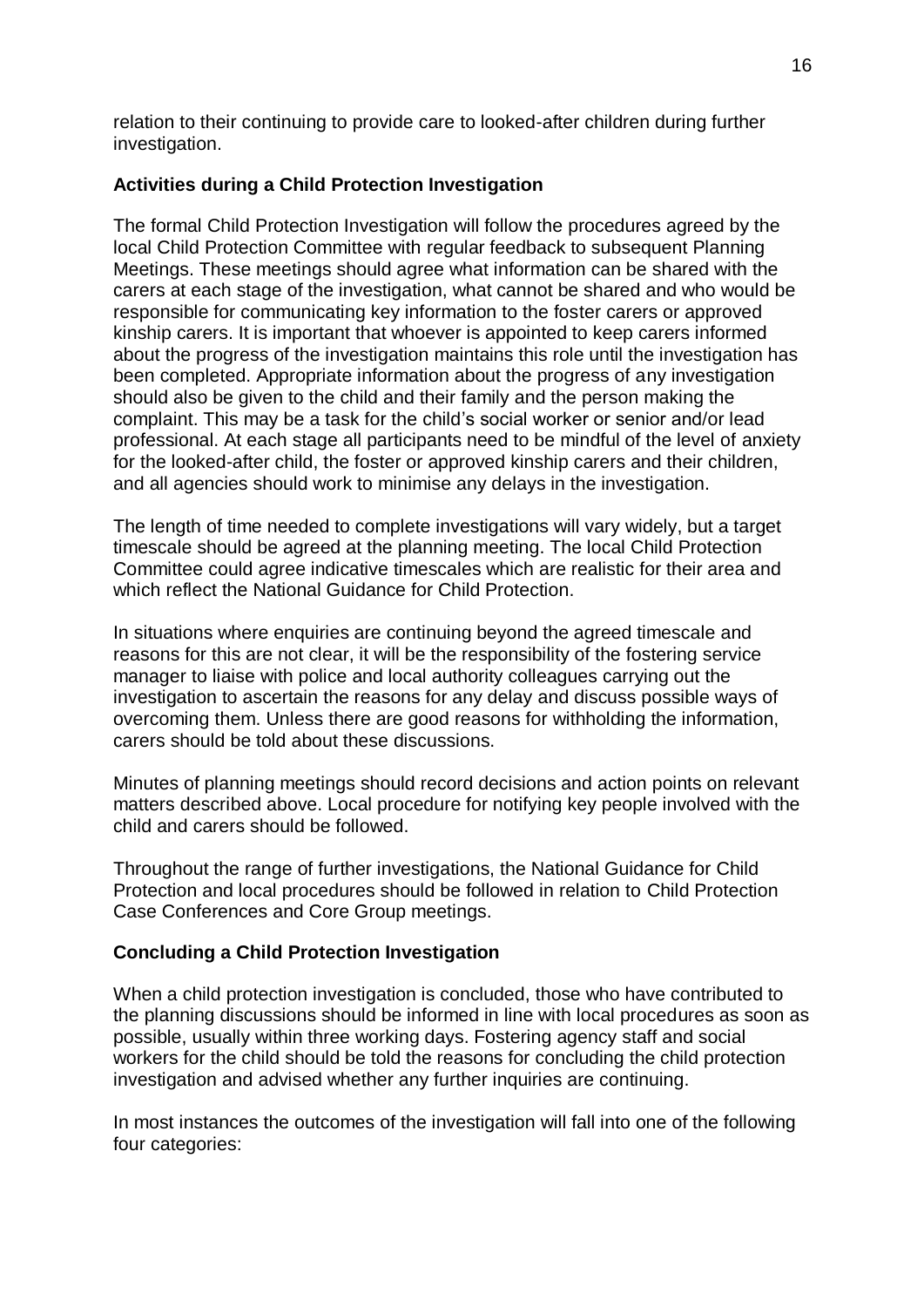relation to their continuing to provide care to looked-after children during further investigation.

**Activities during a Child Protection Investigation**

The formal Child Protection Investigation will follow the procedures agreed by the local Child Protection Committee with regular feedback to subsequent Planning Meetings. These meetings should agree what information can be shared with the carers at each stage of the investigation, what cannot be shared and who would be responsible for communicating key information to the foster carers or approved kinship carers. It is important that whoever is appointed to keep carers informed about the progress of the investigation maintains this role until the investigation has been completed. Appropriate information about the progress of any investigation should also be given to the child and their family and the person making the complaint. This may be a task for the child's social worker or senior and/or lead professional. At each stage all participants need to be mindful of the level of anxiety for the looked-after child, the foster or approved kinship carers and their children, and all agencies should work to minimise any delays in the investigation.

The length of time needed to complete investigations will vary widely, but a target timescale should be agreed at the planning meeting. The local Child Protection Committee could agree indicative timescales which are realistic for their area and which reflect the National Guidance for Child Protection.

In situations where enquiries are continuing beyond the agreed timescale and reasons for this are not clear, it will be the responsibility of the fostering service manager to liaise with police and local authority colleagues carrying out the investigation to ascertain the reasons for any delay and discuss possible ways of overcoming them. Unless there are good reasons for withholding the information, carers should be told about these discussions.

Minutes of planning meetings should record decisions and action points on relevant matters described above. Local procedure for notifying key people involved with the child and carers should be followed.

Throughout the range of further investigations, the National Guidance for Child Protection and local procedures should be followed in relation to Child Protection Case Conferences and Core Group meetings.

**Concluding a Child Protection Investigation**

When a child protection investigation is concluded, those who have contributed to the planning discussions should be informed in line with local procedures as soon as possible, usually within three working days. Fostering agency staff and social workers for the child should be told the reasons for concluding the child protection investigation and advised whether any further inquiries are continuing.

In most instances the outcomes of the investigation will fall into one of the following four categories: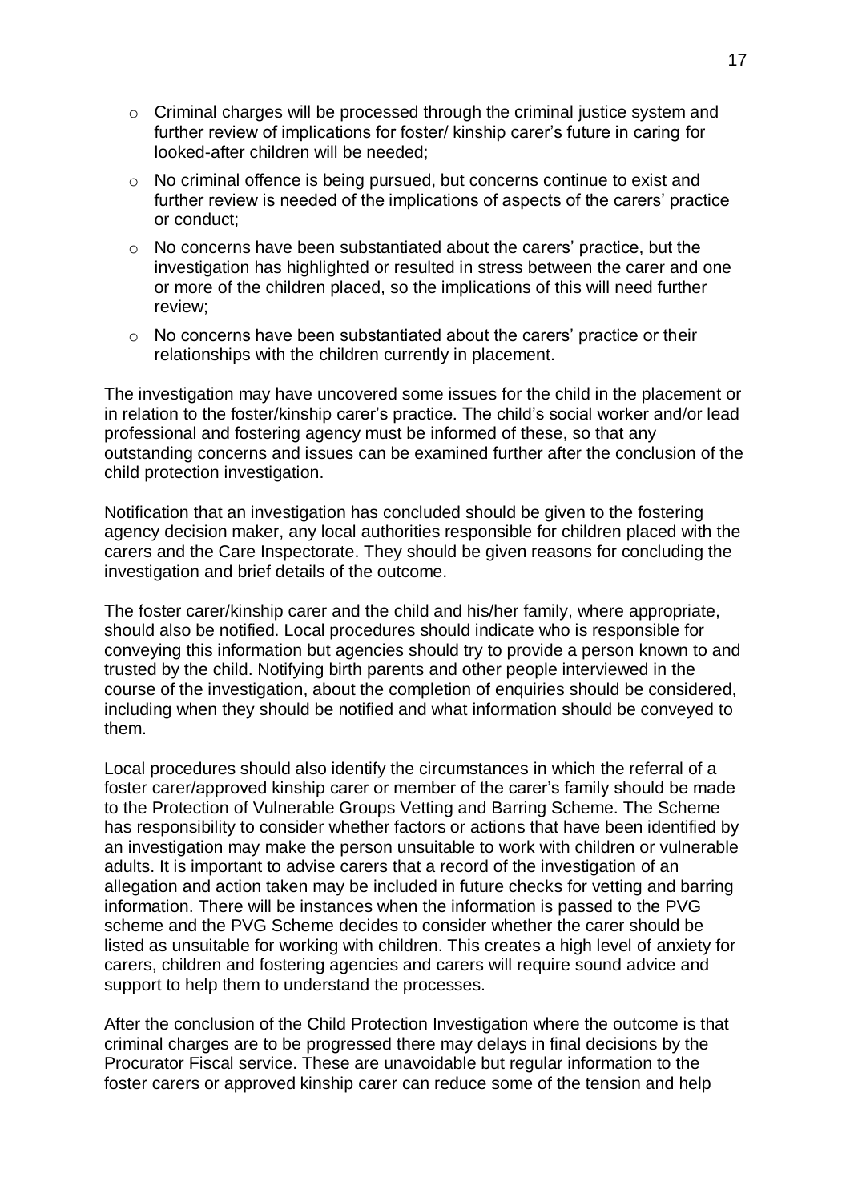- Criminal charges will be processed through the criminal justice system and further review of implications for foster/ kinship carer's future in caring for looked-after children will be needed;
- No criminal offence is being pursued, but concerns continue to exist and further review is needed of the implications of aspects of the carers' practice or conduct;
- No concerns have been substantiated about the carers' practice, but the investigation has highlighted or resulted in stress between the carer and one or more of the children placed, so the implications of this will need further review;
- No concerns have been substantiated about the carers' practice or their relationships with the children currently in placement.

The investigation may have uncovered some issues for the child in the placement or in relation to the foster/kinship carer's practice. The child's social worker and/or lead professional and fostering agency must be informed of these, so that any outstanding concerns and issues can be examined further after the conclusion of the child protection investigation.

Notification that an investigation has concluded should be given to the fostering agency decision maker, any local authorities responsible for children placed with the carers and the Care Inspectorate. They should be given reasons for concluding the investigation and brief details of the outcome.

The foster carer/kinship carer and the child and his/her family, where appropriate, should also be notified. Local procedures should indicate who is responsible for conveying this information but agencies should try to provide a person known to and trusted by the child. Notifying birth parents and other people interviewed in the course of the investigation, about the completion of enquiries should be considered, including when they should be notified and what information should be conveyed to them.

Local procedures should also identify the circumstances in which the referral of a foster carer/approved kinship carer or member of the carer's family should be made to the Protection of Vulnerable Groups Vetting and Barring Scheme. The Scheme has responsibility to consider whether factors or actions that have been identified by an investigation may make the person unsuitable to work with children or vulnerable adults. It is important to advise carers that a record of the investigation of an allegation and action taken may be included in future checks for vetting and barring information. There will be instances when the information is passed to the PVG scheme and the PVG Scheme decides to consider whether the carer should be listed as unsuitable for working with children. This creates a high level of anxiety for carers, children and fostering agencies and carers will require sound advice and support to help them to understand the processes.

After the conclusion of the Child Protection Investigation where the outcome is that criminal charges are to be progressed there may delays in final decisions by the Procurator Fiscal service. These are unavoidable but regular information to the foster carers or approved kinship carer can reduce some of the tension and help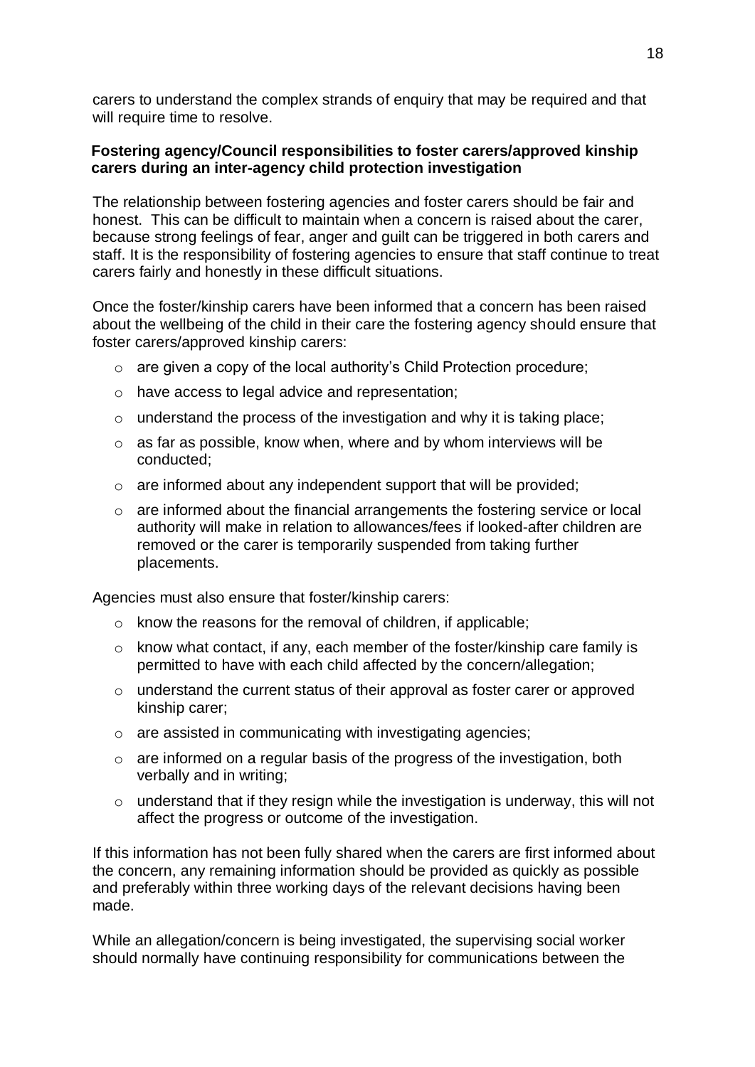carers to understand the complex strands of enquiry that may be required and that will require time to resolve.

### Fostering agency/Council responsibilities to foster carers/approved kinship carers during an inter-agency child protection investigation

The relationship between fostering agencies and foster carers should be fair and honest. This can be difficult to maintain when a concern is raised about the carer, because strong feelings of fear, anger and guilt can be triggered in both carers and staff. It is the responsibility of fostering agencies to ensure that staff continue to treat carers fairly and honestly in these difficult situations.

Once the foster/kinship carers have been informed that a concern has been raised about the wellbeing of the child in their care the fostering agency should ensure that foster carers/approved kinship carers:

- are given a copy of the local authority's Child Protection procedure;
- have access to legal advice and representation;
- understand the process of the investigation and why it is taking place;
- as far as possible, know when, where and by whom interviews will be conducted;
- are informed about any independent support that will be provided;
- are informed about the financial arrangements the fostering service or local authority will make in relation to allowances/fees if looked-after children are removed or the carer is temporarily suspended from taking further placements.

Agencies must also ensure that foster/kinship carers:

- know the reasons for the removal of children, if applicable;
- know what contact, if any, each member of the foster/kinship care family is permitted to have with each child affected by the concern/allegation;
- understand the current status of their approval as foster carer or approved kinship carer;
- are assisted in communicating with investigating agencies;
- are informed on a regular basis of the progress of the investigation, both verbally and in writing;
- understand that if they resign while the investigation is underway, this will not affect the progress or outcome of the investigation.

If this information has not been fully shared when the carers are first informed about the concern, any remaining information should be provided as quickly as possible and preferably within three working days of the relevant decisions having been made.

While an allegation/concern is being investigated, the supervising social worker should normally have continuing responsibility for communications between the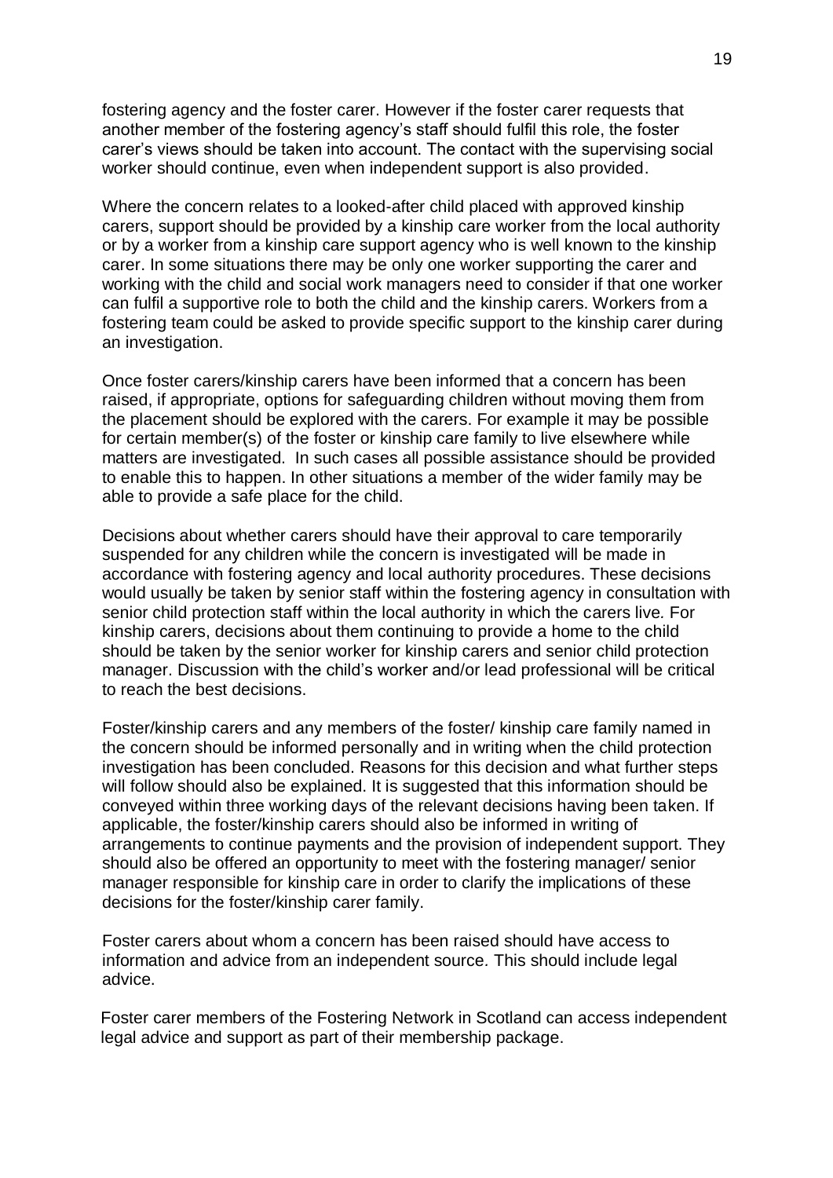fostering agency and the foster carer. However if the foster carer requests that another member of the fostering agency's staff should fulfil this role, the foster carer's views should be taken into account. The contact with the supervising social worker should continue, even when independent support is also provided.

Where the concern relates to a looked-after child placed with approved kinship carers, support should be provided by a kinship care worker from the local authority or by a worker from a kinship care support agency who is well known to the kinship carer. In some situations there may be only one worker supporting the carer and working with the child and social work managers need to consider if that one worker can fulfil a supportive role to both the child and the kinship carers. Workers from a fostering team could be asked to provide specific support to the kinship carer during an investigation.

Once foster carers/kinship carers have been informed that a concern has been raised, if appropriate, options for safeguarding children without moving them from the placement should be explored with the carers. For example it may be possible for certain member(s) of the foster or kinship care family to live elsewhere while matters are investigated. In such cases all possible assistance should be provided to enable this to happen. In other situations a member of the wider family may be able to provide a safe place for the child.

Decisions about whether carers should have their approval to care temporarily suspended for any children while the concern is investigated will be made in accordance with fostering agency and local authority procedures. These decisions would usually be taken by senior staff within the fostering agency in consultation with senior child protection staff within the local authority in which the carers live. For kinship carers, decisions about them continuing to provide a home to the child should be taken by the senior worker for kinship carers and senior child protection manager. Discussion with the child's worker and/or lead professional will be critical to reach the best decisions.

Foster/kinship carers and any members of the foster/ kinship care family named in the concern should be informed personally and in writing when the child protection investigation has been concluded. Reasons for this decision and what further steps will follow should also be explained. It is suggested that this information should be conveyed within three working days of the relevant decisions having been taken. If applicable, the foster/kinship carers should also be informed in writing of arrangements to continue payments and the provision of independent support. They should also be offered an opportunity to meet with the fostering manager/ senior manager responsible for kinship care in order to clarify the implications of these decisions for the foster/kinship carer family.

Foster carers about whom a concern has been raised should have access to information and advice from an independent source. This should include legal advice.

Foster carer members of the Fostering Network in Scotland can access independent legal advice and support as part of their membership package.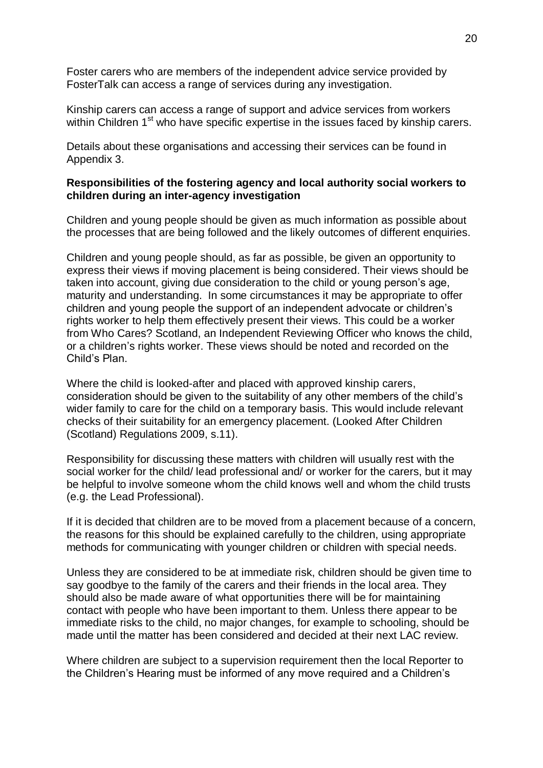Foster carers who are members of the independent advice service provided by FosterTalk can access a range of services during any investigation.

Kinship carers can access a range of support and advice services from workers within Children 1st who have specific expertise in the issues faced by kinship carers.

Details about these organisations and accessing their services can be found in Appendix 3.

**Responsibilities of the fostering agency and local authority social workers to children during an inter-agency investigation**

Children and young people should be given as much information as possible about the processes that are being followed and the likely outcomes of different enquiries.

Children and young people should, as far as possible, be given an opportunity to express their views if moving placement is being considered. Their views should be taken into account, giving due consideration to the child or young person's age, maturity and understanding. In some circumstances it may be appropriate to offer children and young people the support of an independent advocate or children's rights worker to help them effectively present their views. This could be a worker from Who Cares? Scotland, an Independent Reviewing Officer who knows the child, or a children's rights worker. These views should be noted and recorded on the Child's Plan.

Where the child is looked-after and placed with approved kinship carers, consideration should be given to the suitability of any other members of the child's wider family to care for the child on a temporary basis. This would include relevant checks of their suitability for an emergency placement. (Looked After Children (Scotland) Regulations 2009, s.11).

Responsibility for discussing these matters with children will usually rest with the social worker for the child/ lead professional and/ or worker for the carers, but it may be helpful to involve someone whom the child knows well and whom the child trusts (e.g. the Lead Professional).

If it is decided that children are to be moved from a placement because of a concern, the reasons for this should be explained carefully to the children, using appropriate methods for communicating with younger children or children with special needs.

Unless they are considered to be at immediate risk, children should be given time to say goodbye to the family of the carers and their friends in the local area. They should also be made aware of what opportunities there will be for maintaining contact with people who have been important to them. Unless there appear to be immediate risks to the child, no major changes, for example to schooling, should be made until the matter has been considered and decided at their next LAC review.

Where children are subject to a supervision requirement then the local Reporter to the Children's Hearing must be informed of any move required and a Children's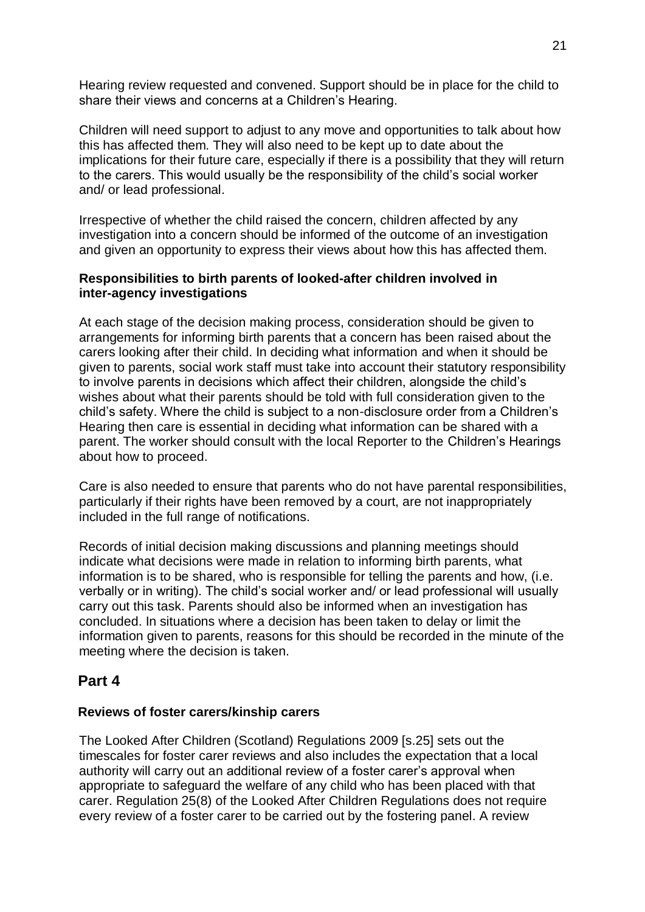Hearing review requested and convened. Support should be in place for the child to share their views and concerns at a Children's Hearing.

Children will need support to adjust to any move and opportunities to talk about how this has affected them. They will also need to be kept up to date about the implications for their future care, especially if there is a possibility that they will return to the carers. This would usually be the responsibility of the child's social worker and/ or lead professional.

Irrespective of whether the child raised the concern, children affected by any investigation into a concern should be informed of the outcome of an investigation and given an opportunity to express their views about how this has affected them.

**Responsibilities to birth parents of looked-after children involved in inter-agency investigations**

At each stage of the decision making process, consideration should be given to arrangements for informing birth parents that a concern has been raised about the carers looking after their child. In deciding what information and when it should be given to parents, social work staff must take into account their statutory responsibility to involve parents in decisions which affect their children, alongside the child's wishes about what their parents should be told with full consideration given to the child's safety. Where the child is subject to a non-disclosure order from a Children's Hearing then care is essential in deciding what information can be shared with a parent. The worker should consult with the local Reporter to the Children's Hearings about how to proceed.

Care is also needed to ensure that parents who do not have parental responsibilities, particularly if their rights have been removed by a court, are not inappropriately included in the full range of notifications.

Records of initial decision making discussions and planning meetings should indicate what decisions were made in relation to informing birth parents, what information is to be shared, who is responsible for telling the parents and how, (i.e. verbally or in writing). The child's social worker and/ or lead professional will usually carry out this task. Parents should also be informed when an investigation has concluded. In situations where a decision has been taken to delay or limit the information given to parents, reasons for this should be recorded in the minute of the meeting where the decision is taken.

## Part 4

**Reviews of foster carers/kinship carers**

The Looked After Children (Scotland) Regulations 2009 [s.25] sets out the timescales for foster carer reviews and also includes the expectation that a local authority will carry out an additional review of a foster carer's approval when appropriate to safeguard the welfare of any child who has been placed with that carer. Regulation 25(8) of the Looked After Children Regulations does not require every review of a foster carer to be carried out by the fostering panel. A review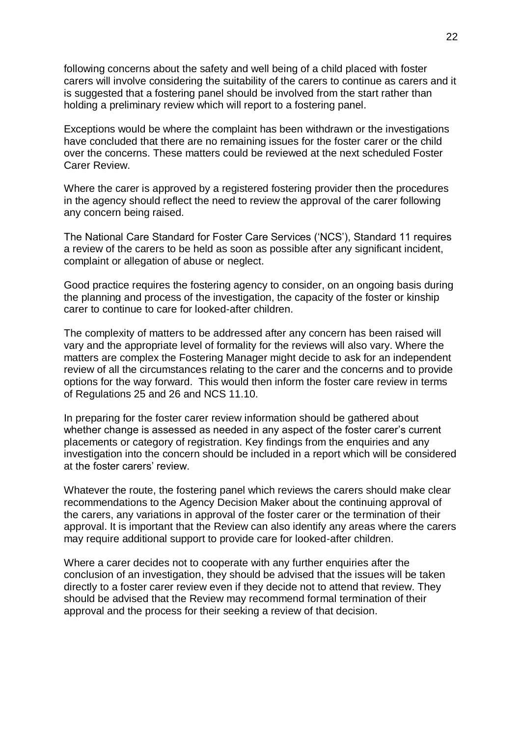following concerns about the safety and well being of a child placed with foster carers will involve considering the suitability of the carers to continue as carers and it is suggested that a fostering panel should be involved from the start rather than holding a preliminary review which will report to a fostering panel.

Exceptions would be where the complaint has been withdrawn or the investigations have concluded that there are no remaining issues for the foster carer or the child over the concerns. These matters could be reviewed at the next scheduled Foster Carer Review.

Where the carer is approved by a registered fostering provider then the procedures in the agency should reflect the need to review the approval of the carer following any concern being raised.

The National Care Standard for Foster Care Services ('NCS'), Standard 11 requires a review of the carers to be held as soon as possible after any significant incident, complaint or allegation of abuse or neglect.

Good practice requires the fostering agency to consider, on an ongoing basis during the planning and process of the investigation, the capacity of the foster or kinship carer to continue to care for looked-after children.

The complexity of matters to be addressed after any concern has been raised will vary and the appropriate level of formality for the reviews will also vary. Where the matters are complex the Fostering Manager might decide to ask for an independent review of all the circumstances relating to the carer and the concerns and to provide options for the way forward. This would then inform the foster care review in terms of Regulations 25 and 26 and NCS 11.10.

In preparing for the foster carer review information should be gathered about whether change is assessed as needed in any aspect of the foster carer's current placements or category of registration. Key findings from the enquiries and any investigation into the concern should be included in a report which will be considered at the foster carers' review.

Whatever the route, the fostering panel which reviews the carers should make clear recommendations to the Agency Decision Maker about the continuing approval of the carers, any variations in approval of the foster carer or the termination of their approval. It is important that the Review can also identify any areas where the carers may require additional support to provide care for looked-after children.

Where a carer decides not to cooperate with any further enquiries after the conclusion of an investigation, they should be advised that the issues will be taken directly to a foster carer review even if they decide not to attend that review. They should be advised that the Review may recommend formal termination of their approval and the process for their seeking a review of that decision.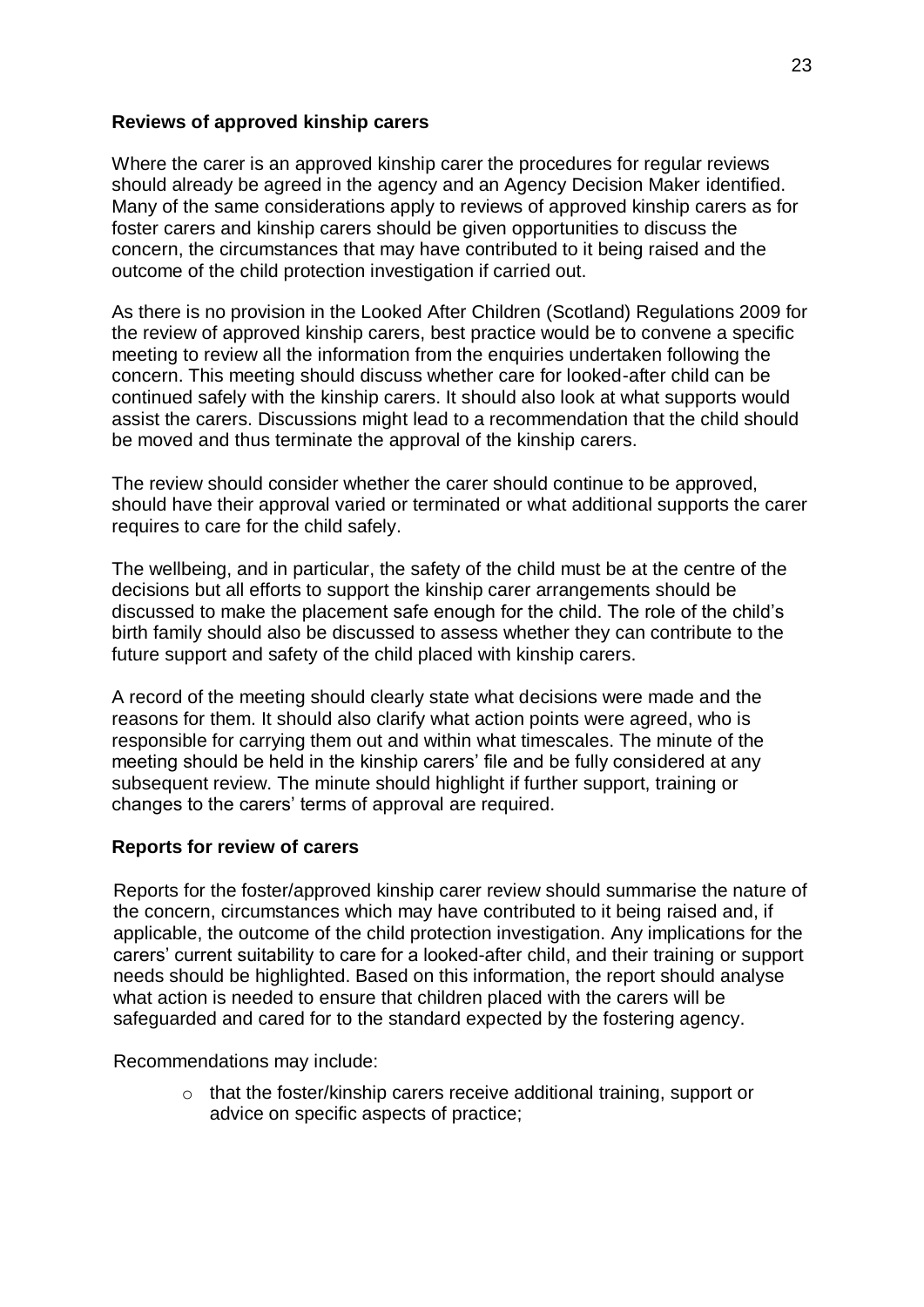**Reviews of approved kinship carers**

Where the carer is an approved kinship carer the procedures for regular reviews should already be agreed in the agency and an Agency Decision Maker identified. Many of the same considerations apply to reviews of approved kinship carers as for foster carers and kinship carers should be given opportunities to discuss the concern, the circumstances that may have contributed to it being raised and the outcome of the child protection investigation if carried out.

As there is no provision in the Looked After Children (Scotland) Regulations 2009 for the review of approved kinship carers, best practice would be to convene a specific meeting to review all the information from the enquiries undertaken following the concern. This meeting should discuss whether care for looked-after child can be continued safely with the kinship carers. It should also look at what supports would assist the carers. Discussions might lead to a recommendation that the child should be moved and thus terminate the approval of the kinship carers.

The review should consider whether the carer should continue to be approved, should have their approval varied or terminated or what additional supports the carer requires to care for the child safely.

The wellbeing, and in particular, the safety of the child must be at the centre of the decisions but all efforts to support the kinship carer arrangements should be discussed to make the placement safe enough for the child. The role of the child's birth family should also be discussed to assess whether they can contribute to the future support and safety of the child placed with kinship carers.

A record of the meeting should clearly state what decisions were made and the reasons for them. It should also clarify what action points were agreed, who is responsible for carrying them out and within what timescales. The minute of the meeting should be held in the kinship carers' file and be fully considered at any subsequent review. The minute should highlight if further support, training or changes to the carers' terms of approval are required.

**Reports for review of carers**

Reports for the foster/approved kinship carer review should summarise the nature of the concern, circumstances which may have contributed to it being raised and, if applicable, the outcome of the child protection investigation. Any implications for the carers' current suitability to care for a looked-after child, and their training or support needs should be highlighted. Based on this information, the report should analyse what action is needed to ensure that children placed with the carers will be safeguarded and cared for to the standard expected by the fostering agency.

Recommendations may include:

- that the foster/kinship carers receive additional training, support or advice on specific aspects of practice;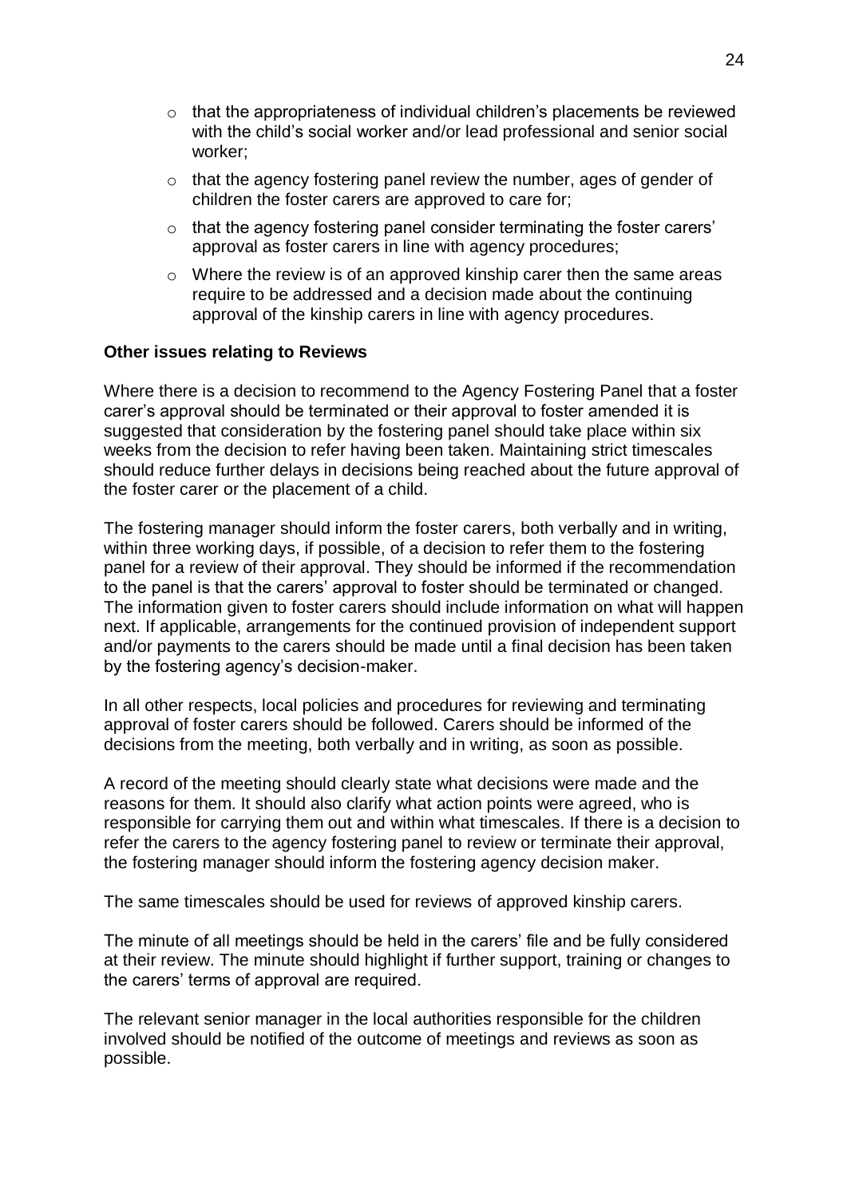- that the appropriateness of individual children's placements be reviewed with the child's social worker and/or lead professional and senior social worker;
- that the agency fostering panel review the number, ages of gender of children the foster carers are approved to care for;
- that the agency fostering panel consider terminating the foster carers' approval as foster carers in line with agency procedures;
- Where the review is of an approved kinship carer then the same areas require to be addressed and a decision made about the continuing approval of the kinship carers in line with agency procedures.

**Other issues relating to Reviews**

Where there is a decision to recommend to the Agency Fostering Panel that a foster carer's approval should be terminated or their approval to foster amended it is suggested that consideration by the fostering panel should take place within six weeks from the decision to refer having been taken. Maintaining strict timescales should reduce further delays in decisions being reached about the future approval of the foster carer or the placement of a child.

The fostering manager should inform the foster carers, both verbally and in writing, within three working days, if possible, of a decision to refer them to the fostering panel for a review of their approval. They should be informed if the recommendation to the panel is that the carers' approval to foster should be terminated or changed. The information given to foster carers should include information on what will happen next. If applicable, arrangements for the continued provision of independent support and/or payments to the carers should be made until a final decision has been taken by the fostering agency's decision-maker.

In all other respects, local policies and procedures for reviewing and terminating approval of foster carers should be followed. Carers should be informed of the decisions from the meeting, both verbally and in writing, as soon as possible.

A record of the meeting should clearly state what decisions were made and the reasons for them. It should also clarify what action points were agreed, who is responsible for carrying them out and within what timescales. If there is a decision to refer the carers to the agency fostering panel to review or terminate their approval, the fostering manager should inform the fostering agency decision maker.

The same timescales should be used for reviews of approved kinship carers.

The minute of all meetings should be held in the carers' file and be fully considered at their review. The minute should highlight if further support, training or changes to the carers' terms of approval are required.

The relevant senior manager in the local authorities responsible for the children involved should be notified of the outcome of meetings and reviews as soon as possible.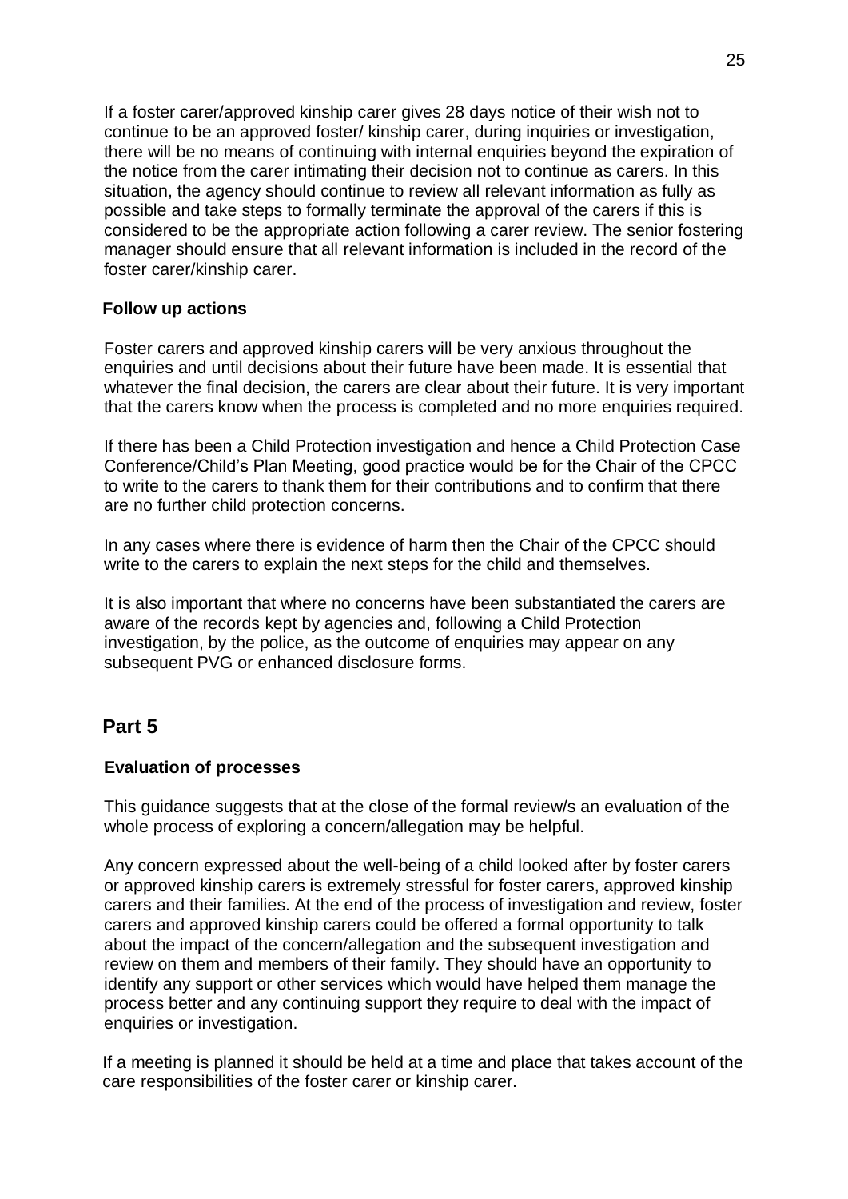If a foster carer/approved kinship carer gives 28 days notice of their wish not to continue to be an approved foster/ kinship carer, during inquiries or investigation, there will be no means of continuing with internal enquiries beyond the expiration of the notice from the carer intimating their decision not to continue as carers. In this situation, the agency should continue to review all relevant information as fully as possible and take steps to formally terminate the approval of the carers if this is considered to be the appropriate action following a carer review. The senior fostering manager should ensure that all relevant information is included in the record of the foster carer/kinship carer.

### Follow up actions

Foster carers and approved kinship carers will be very anxious throughout the enquiries and until decisions about their future have been made. It is essential that whatever the final decision, the carers are clear about their future. It is very important that the carers know when the process is completed and no more enquiries required.

If there has been a Child Protection investigation and hence a Child Protection Case Conference/Child's Plan Meeting, good practice would be for the Chair of the CPCC to write to the carers to thank them for their contributions and to confirm that there are no further child protection concerns.

In any cases where there is evidence of harm then the Chair of the CPCC should write to the carers to explain the next steps for the child and themselves.

It is also important that where no concerns have been substantiated the carers are aware of the records kept by agencies and, following a Child Protection investigation, by the police, as the outcome of enquiries may appear on any subsequent PVG or enhanced disclosure forms.

## Part 5

### Evaluation of processes

This guidance suggests that at the close of the formal review/s an evaluation of the whole process of exploring a concern/allegation may be helpful.

Any concern expressed about the well-being of a child looked after by foster carers or approved kinship carers is extremely stressful for foster carers, approved kinship carers and their families. At the end of the process of investigation and review, foster carers and approved kinship carers could be offered a formal opportunity to talk about the impact of the concern/allegation and the subsequent investigation and review on them and members of their family. They should have an opportunity to identify any support or other services which would have helped them manage the process better and any continuing support they require to deal with the impact of enquiries or investigation.

If a meeting is planned it should be held at a time and place that takes account of the care responsibilities of the foster carer or kinship carer.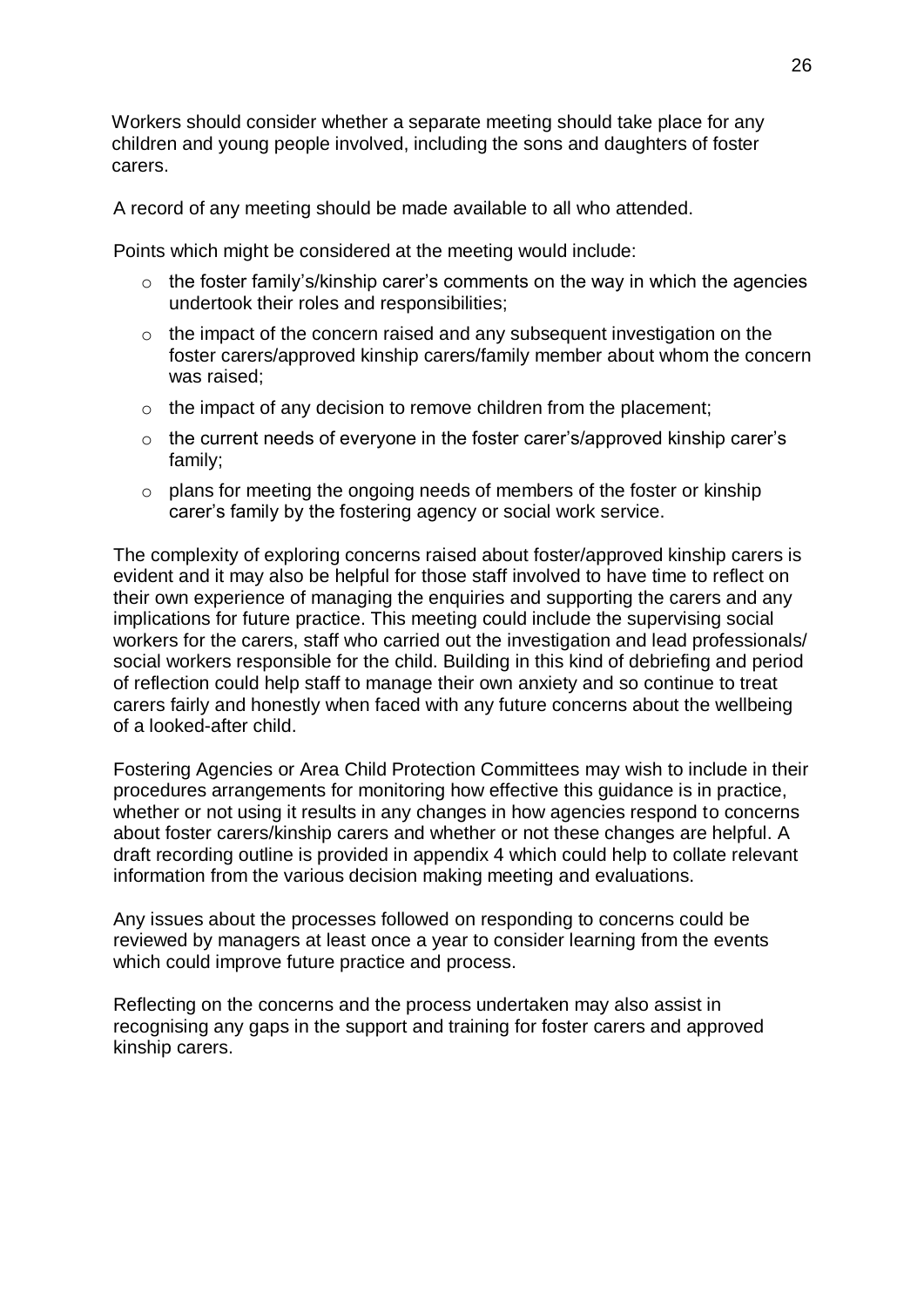Workers should consider whether a separate meeting should take place for any children and young people involved, including the sons and daughters of foster carers.

A record of any meeting should be made available to all who attended.

Points which might be considered at the meeting would include:

- the foster family's/kinship carer's comments on the way in which the agencies undertook their roles and responsibilities;
- the impact of the concern raised and any subsequent investigation on the foster carers/approved kinship carers/family member about whom the concern was raised;
- the impact of any decision to remove children from the placement;
- the current needs of everyone in the foster carer's/approved kinship carer's family;
- plans for meeting the ongoing needs of members of the foster or kinship carer's family by the fostering agency or social work service.

The complexity of exploring concerns raised about foster/approved kinship carers is evident and it may also be helpful for those staff involved to have time to reflect on their own experience of managing the enquiries and supporting the carers and any implications for future practice. This meeting could include the supervising social workers for the carers, staff who carried out the investigation and lead professionals/ social workers responsible for the child. Building in this kind of debriefing and period of reflection could help staff to manage their own anxiety and so continue to treat carers fairly and honestly when faced with any future concerns about the wellbeing of a looked-after child.

Fostering Agencies or Area Child Protection Committees may wish to include in their procedures arrangements for monitoring how effective this guidance is in practice, whether or not using it results in any changes in how agencies respond to concerns about foster carers/kinship carers and whether or not these changes are helpful. A draft recording outline is provided in appendix 4 which could help to collate relevant information from the various decision making meeting and evaluations.

Any issues about the processes followed on responding to concerns could be reviewed by managers at least once a year to consider learning from the events which could improve future practice and process.

Reflecting on the concerns and the process undertaken may also assist in recognising any gaps in the support and training for foster carers and approved kinship carers.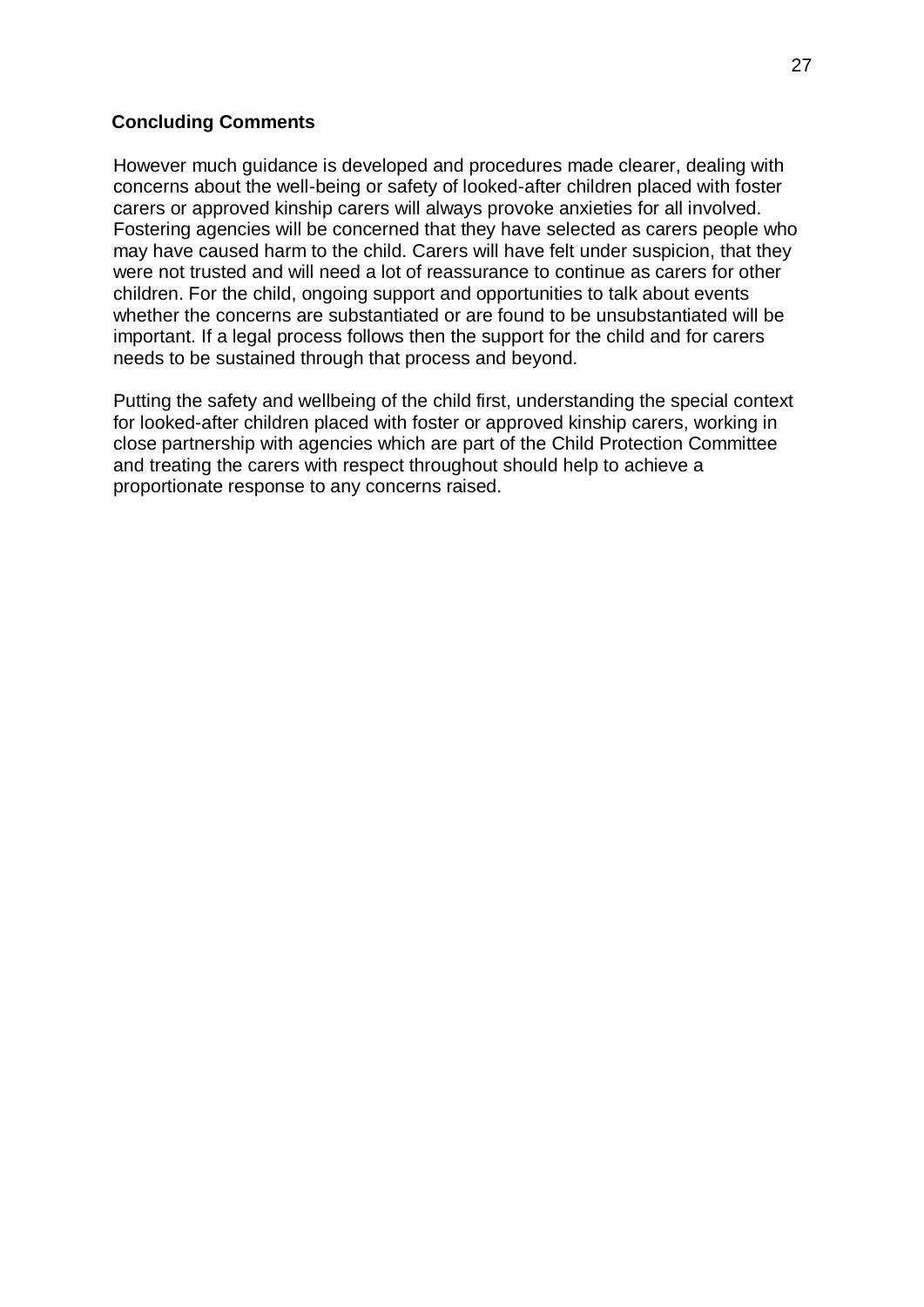## Concluding Comments

However much guidance is developed and procedures made clearer, dealing with concerns about the well-being or safety of looked-after children placed with foster carers or approved kinship carers will always provoke anxieties for all involved. Fostering agencies will be concerned that they have selected as carers people who may have caused harm to the child. Carers will have felt under suspicion, that they were not trusted and will need a lot of reassurance to continue as carers for other children. For the child, ongoing support and opportunities to talk about events whether the concerns are substantiated or are found to be unsubstantiated will be important. If a legal process follows then the support for the child and for carers needs to be sustained through that process and beyond.

Putting the safety and wellbeing of the child first, understanding the special context for looked-after children placed with foster or approved kinship carers, working in close partnership with agencies which are part of the Child Protection Committee and treating the carers with respect throughout should help to achieve a proportionate response to any concerns raised.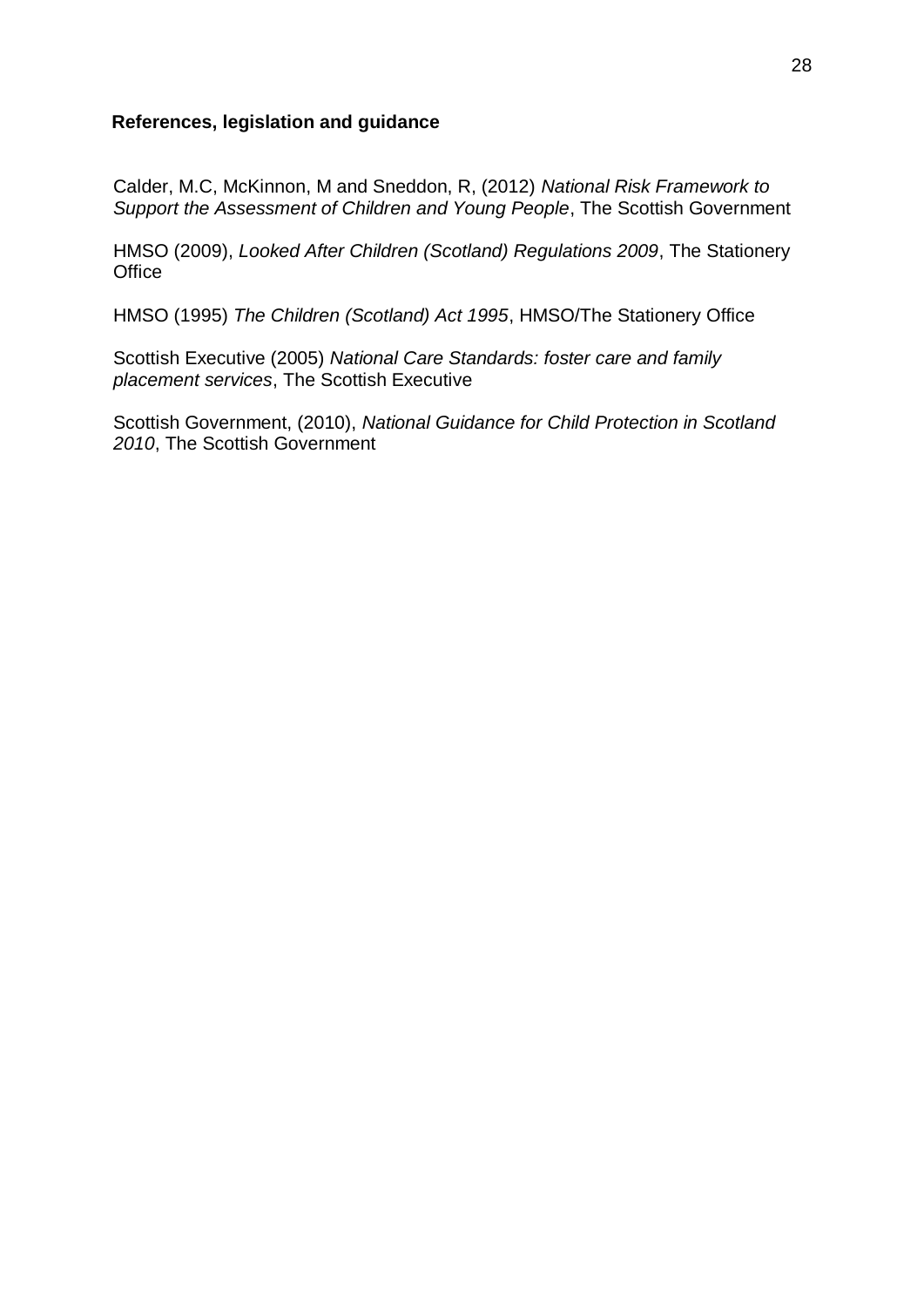## References, legislation and guidance

Calder, M.C, McKinnon, M and Sneddon, R, (2012) *National Risk Framework to Support the Assessment of Children and Young People*, The Scottish Government

HMSO (2009), *Looked After Children (Scotland) Regulations 2009*, The Stationery Office

HMSO (1995) *The Children (Scotland) Act 1995*, HMSO/The Stationery Office

Scottish Executive (2005) *National Care Standards: foster care and family placement services*, The Scottish Executive

Scottish Government, (2010), *National Guidance for Child Protection in Scotland 2010*, The Scottish Government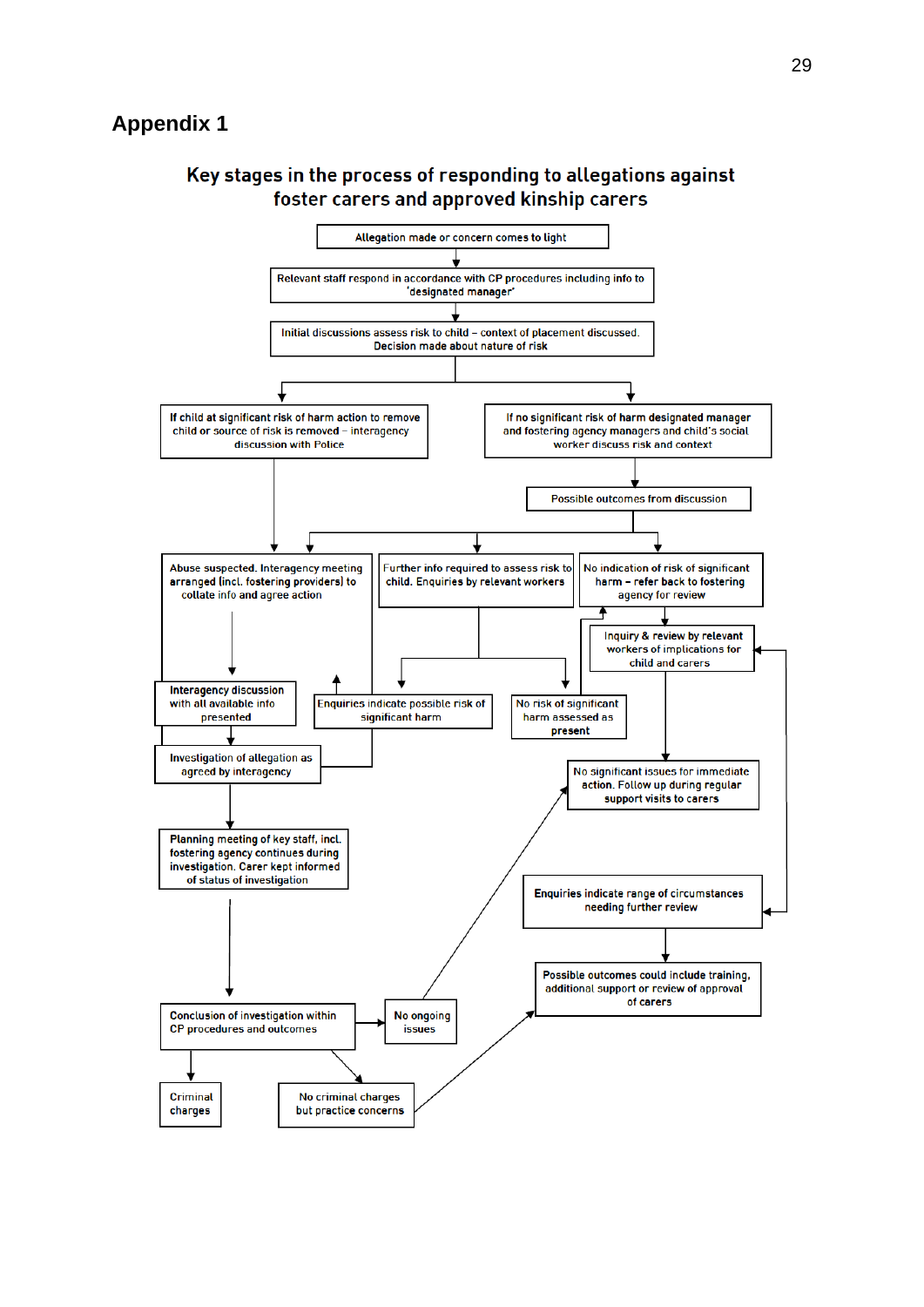# Appendix 1

## Key stages in the process of responding to allegations against foster carers and approved kinship carers

Allegation made or concern comes to light

Relevant staff respond in accordance with CP procedures including info to 'designated manager'

Initial discussions assess risk to child – context of placement discussed. Decision made about nature of risk

If child at significant risk of harm action to remove child or source of risk is removed – interagency discussion with Police

If no significant risk of harm designated manager and fostering agency managers and child's social worker discuss risk and context

Possible outcomes from discussion

Abuse suspected. Interagency meeting arranged (incl. fostering providers) to collate info and agree action

Further info required to assess risk to child. Enquiries by relevant workers

No indication of risk of significant harm – refer back to fostering agency for review

Inquiry & review by relevant workers of implications for child and carers

Interagency discussion with all available info presented

Enquiries indicate possible risk of significant harm

No risk of significant harm assessed as present

Investigation of allegation as agreed by interagency

No significant issues for immediate action. Follow up during regular support visits to carers

Planning meeting of key staff, incl. fostering agency continues during investigation. Carer kept informed of status of investigation

Enquiries indicate range of circumstances needing further review

Possible outcomes could include training, additional support or review of approval of carers

Conclusion of investigation within CP procedures and outcomes

No ongoing issues

Criminal charges

No criminal charges but practice concerns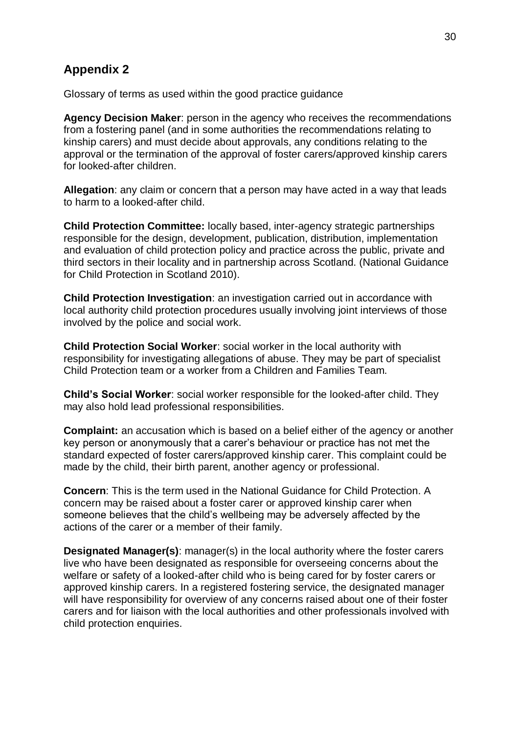## Appendix 2

Glossary of terms as used within the good practice guidance

**Agency Decision Maker**: person in the agency who receives the recommendations from a fostering panel (and in some authorities the recommendations relating to kinship carers) and must decide about approvals, any conditions relating to the approval or the termination of the approval of foster carers/approved kinship carers for looked-after children.

**Allegation**: any claim or concern that a person may have acted in a way that leads to harm to a looked-after child.

**Child Protection Committee:** locally based, inter-agency strategic partnerships responsible for the design, development, publication, distribution, implementation and evaluation of child protection policy and practice across the public, private and third sectors in their locality and in partnership across Scotland. (National Guidance for Child Protection in Scotland 2010).

**Child Protection Investigation**: an investigation carried out in accordance with local authority child protection procedures usually involving joint interviews of those involved by the police and social work.

**Child Protection Social Worker**: social worker in the local authority with responsibility for investigating allegations of abuse. They may be part of specialist Child Protection team or a worker from a Children and Families Team.

**Child's Social Worker**: social worker responsible for the looked-after child. They may also hold lead professional responsibilities.

**Complaint:** an accusation which is based on a belief either of the agency or another key person or anonymously that a carer's behaviour or practice has not met the standard expected of foster carers/approved kinship carer. This complaint could be made by the child, their birth parent, another agency or professional.

**Concern**: This is the term used in the National Guidance for Child Protection. A concern may be raised about a foster carer or approved kinship carer when someone believes that the child's wellbeing may be adversely affected by the actions of the carer or a member of their family.

**Designated Manager(s)**: manager(s) in the local authority where the foster carers live who have been designated as responsible for overseeing concerns about the welfare or safety of a looked-after child who is being cared for by foster carers or approved kinship carers. In a registered fostering service, the designated manager will have responsibility for overview of any concerns raised about one of their foster carers and for liaison with the local authorities and other professionals involved with child protection enquiries.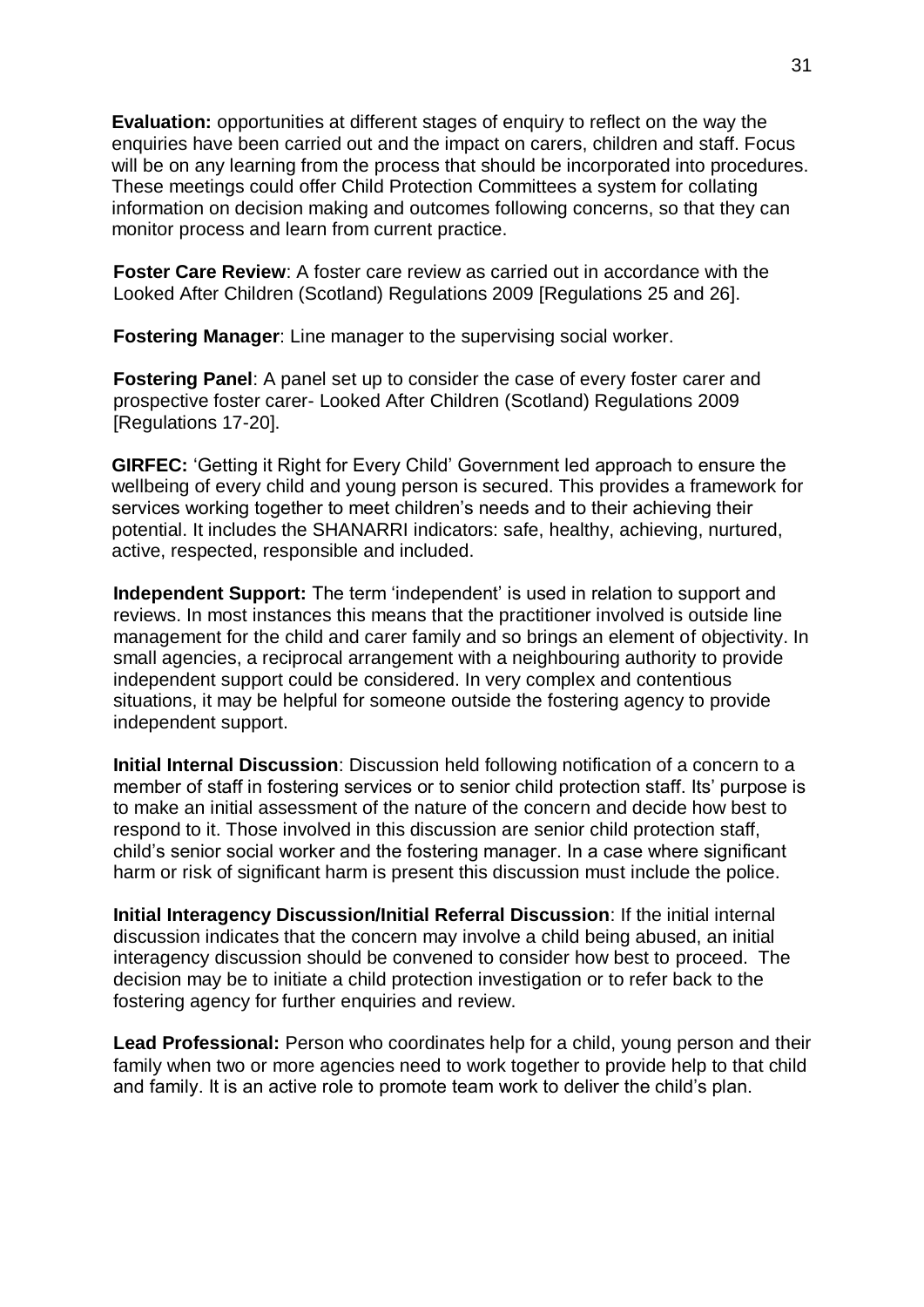**Evaluation:** opportunities at different stages of enquiry to reflect on the way the enquiries have been carried out and the impact on carers, children and staff. Focus will be on any learning from the process that should be incorporated into procedures. These meetings could offer Child Protection Committees a system for collating information on decision making and outcomes following concerns, so that they can monitor process and learn from current practice.

**Foster Care Review**: A foster care review as carried out in accordance with the Looked After Children (Scotland) Regulations 2009 [Regulations 25 and 26].

**Fostering Manager**: Line manager to the supervising social worker.

**Fostering Panel**: A panel set up to consider the case of every foster carer and prospective foster carer- Looked After Children (Scotland) Regulations 2009 [Regulations 17-20].

**GIRFEC:** 'Getting it Right for Every Child' Government led approach to ensure the wellbeing of every child and young person is secured. This provides a framework for services working together to meet children's needs and to their achieving their potential. It includes the SHANARRI indicators: safe, healthy, achieving, nurtured, active, respected, responsible and included.

**Independent Support:** The term 'independent' is used in relation to support and reviews. In most instances this means that the practitioner involved is outside line management for the child and carer family and so brings an element of objectivity. In small agencies, a reciprocal arrangement with a neighbouring authority to provide independent support could be considered. In very complex and contentious situations, it may be helpful for someone outside the fostering agency to provide independent support.

**Initial Internal Discussion**: Discussion held following notification of a concern to a member of staff in fostering services or to senior child protection staff. Its' purpose is to make an initial assessment of the nature of the concern and decide how best to respond to it. Those involved in this discussion are senior child protection staff, child's senior social worker and the fostering manager. In a case where significant harm or risk of significant harm is present this discussion must include the police.

**Initial Interagency Discussion/Initial Referral Discussion**: If the initial internal discussion indicates that the concern may involve a child being abused, an initial interagency discussion should be convened to consider how best to proceed. The decision may be to initiate a child protection investigation or to refer back to the fostering agency for further enquiries and review.

**Lead Professional:** Person who coordinates help for a child, young person and their family when two or more agencies need to work together to provide help to that child and family. It is an active role to promote team work to deliver the child's plan.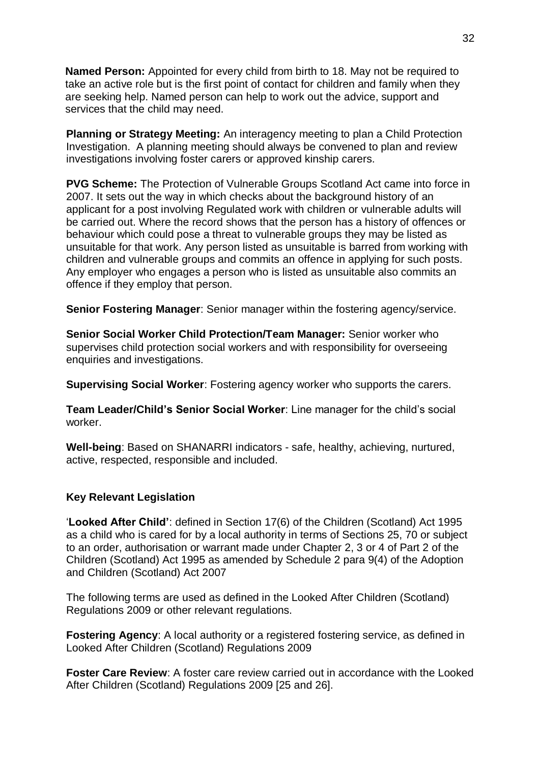**Named Person:** Appointed for every child from birth to 18. May not be required to take an active role but is the first point of contact for children and family when they are seeking help. Named person can help to work out the advice, support and services that the child may need.

**Planning or Strategy Meeting:** An interagency meeting to plan a Child Protection Investigation. A planning meeting should always be convened to plan and review investigations involving foster carers or approved kinship carers.

**PVG Scheme:** The Protection of Vulnerable Groups Scotland Act came into force in 2007. It sets out the way in which checks about the background history of an applicant for a post involving Regulated work with children or vulnerable adults will be carried out. Where the record shows that the person has a history of offences or behaviour which could pose a threat to vulnerable groups they may be listed as unsuitable for that work. Any person listed as unsuitable is barred from working with children and vulnerable groups and commits an offence in applying for such posts. Any employer who engages a person who is listed as unsuitable also commits an offence if they employ that person.

**Senior Fostering Manager**: Senior manager within the fostering agency/service.

**Senior Social Worker Child Protection/Team Manager:** Senior worker who supervises child protection social workers and with responsibility for overseeing enquiries and investigations.

**Supervising Social Worker**: Fostering agency worker who supports the carers.

**Team Leader/Child's Senior Social Worker**: Line manager for the child's social worker.

**Well-being**: Based on SHANARRI indicators - safe, healthy, achieving, nurtured, active, respected, responsible and included.

**Key Relevant Legislation**

'**Looked After Child'**: defined in Section 17(6) of the Children (Scotland) Act 1995 as a child who is cared for by a local authority in terms of Sections 25, 70 or subject to an order, authorisation or warrant made under Chapter 2, 3 or 4 of Part 2 of the Children (Scotland) Act 1995 as amended by Schedule 2 para 9(4) of the Adoption and Children (Scotland) Act 2007

The following terms are used as defined in the Looked After Children (Scotland) Regulations 2009 or other relevant regulations.

**Fostering Agency**: A local authority or a registered fostering service, as defined in Looked After Children (Scotland) Regulations 2009

**Foster Care Review**: A foster care review carried out in accordance with the Looked After Children (Scotland) Regulations 2009 [25 and 26].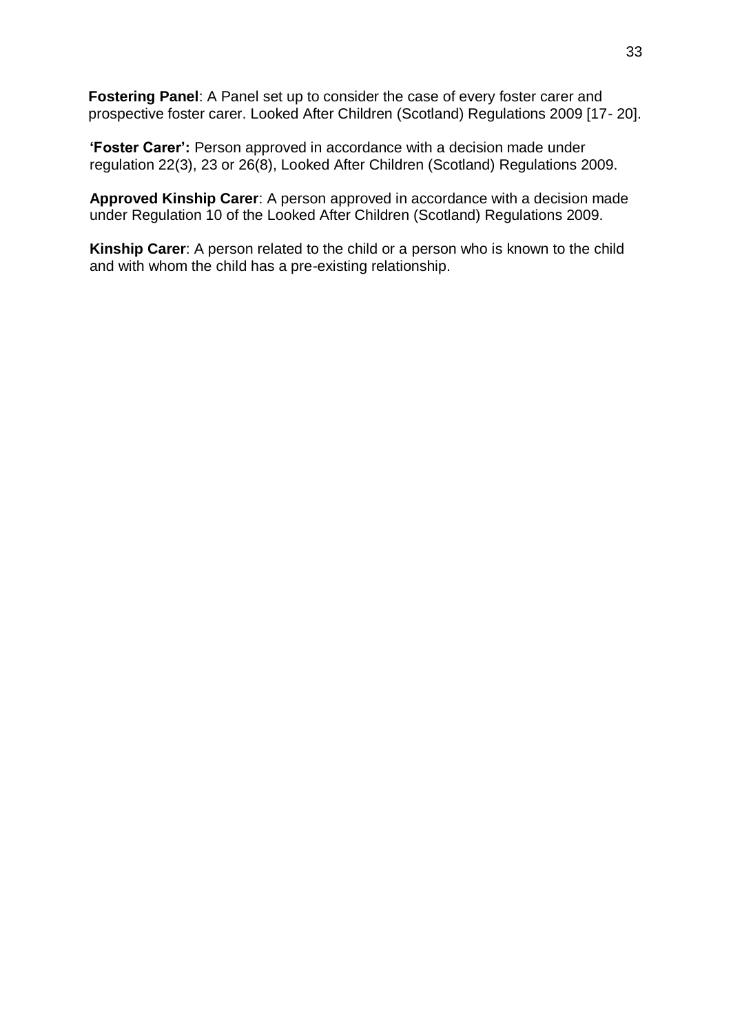**Fostering Panel**: A Panel set up to consider the case of every foster carer and prospective foster carer. Looked After Children (Scotland) Regulations 2009 [17- 20].

**'Foster Carer':** Person approved in accordance with a decision made under regulation 22(3), 23 or 26(8), Looked After Children (Scotland) Regulations 2009.

**Approved Kinship Carer**: A person approved in accordance with a decision made under Regulation 10 of the Looked After Children (Scotland) Regulations 2009.

**Kinship Carer**: A person related to the child or a person who is known to the child and with whom the child has a pre-existing relationship.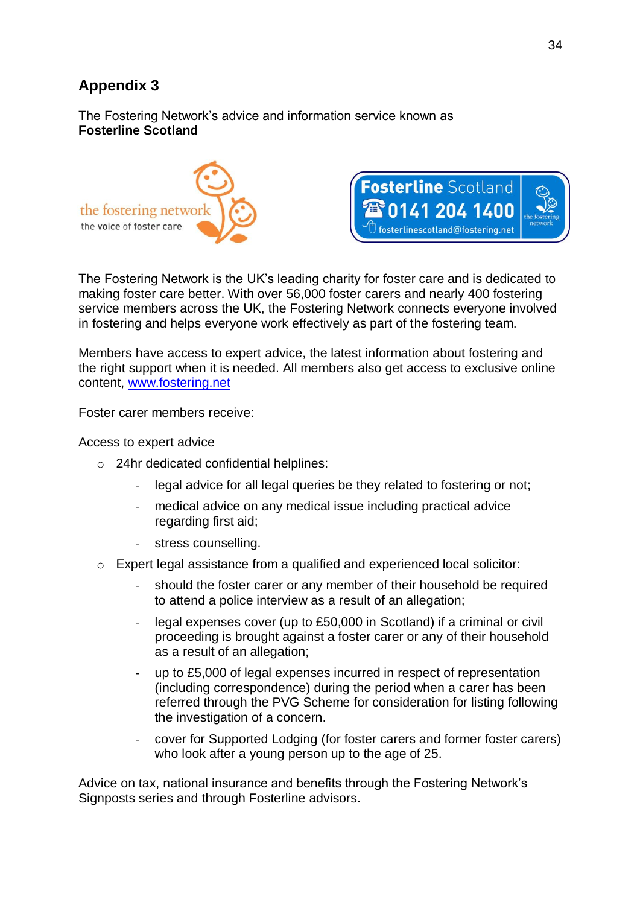## Appendix 3

The Fostering Network's advice and information service known as **Fosterline Scotland**

the fostering network
the voice of foster care

**Fosterline** Scotland
0141 204 1400
fosterlinescotland@fostering.net

The Fostering Network is the UK's leading charity for foster care and is dedicated to making foster care better. With over 56,000 foster carers and nearly 400 fostering service members across the UK, the Fostering Network connects everyone involved in fostering and helps everyone work effectively as part of the fostering team.

Members have access to expert advice, the latest information about fostering and the right support when it is needed. All members also get access to exclusive online content, [www.fostering.net](http://www.fostering.net)

Foster carer members receive:

Access to expert advice

- 24hr dedicated confidential helplines:
  - legal advice for all legal queries be they related to fostering or not;
  - medical advice on any medical issue including practical advice regarding first aid;
  - stress counselling.
- Expert legal assistance from a qualified and experienced local solicitor:
  - should the foster carer or any member of their household be required to attend a police interview as a result of an allegation;
  - legal expenses cover (up to £50,000 in Scotland) if a criminal or civil proceeding is brought against a foster carer or any of their household as a result of an allegation;
  - up to £5,000 of legal expenses incurred in respect of representation (including correspondence) during the period when a carer has been referred through the PVG Scheme for consideration for listing following the investigation of a concern.
  - cover for Supported Lodging (for foster carers and former foster carers) who look after a young person up to the age of 25.

Advice on tax, national insurance and benefits through the Fostering Network's Signposts series and through Fosterline advisors.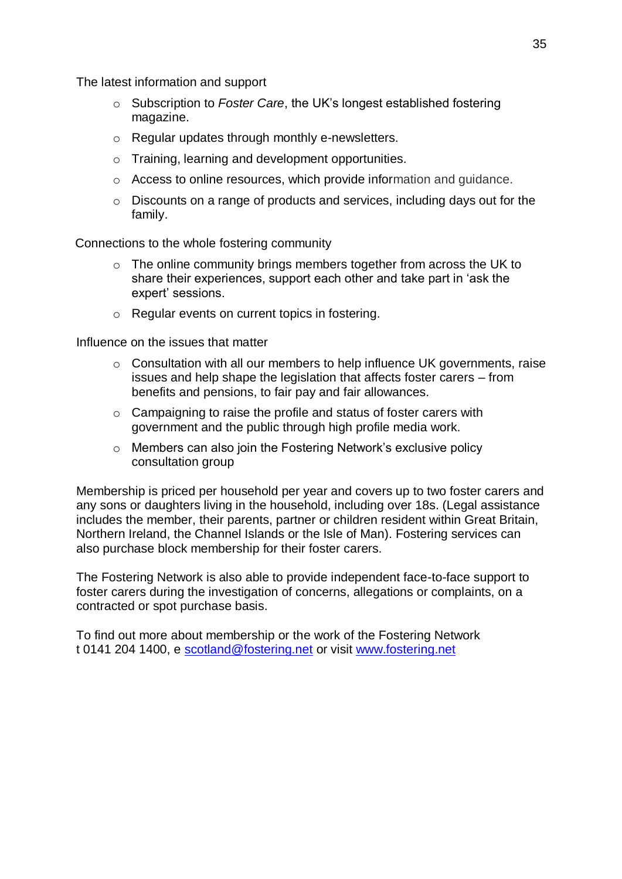The latest information and support

- Subscription to *Foster Care*, the UK's longest established fostering magazine.
- Regular updates through monthly e-newsletters.
- Training, learning and development opportunities.
- Access to online resources, which provide information and guidance.
- Discounts on a range of products and services, including days out for the family.

Connections to the whole fostering community

- The online community brings members together from across the UK to share their experiences, support each other and take part in 'ask the expert' sessions.
- Regular events on current topics in fostering.

Influence on the issues that matter

- Consultation with all our members to help influence UK governments, raise issues and help shape the legislation that affects foster carers – from benefits and pensions, to fair pay and fair allowances.
- Campaigning to raise the profile and status of foster carers with government and the public through high profile media work.
- Members can also join the Fostering Network's exclusive policy consultation group

Membership is priced per household per year and covers up to two foster carers and any sons or daughters living in the household, including over 18s. (Legal assistance includes the member, their parents, partner or children resident within Great Britain, Northern Ireland, the Channel Islands or the Isle of Man). Fostering services can also purchase block membership for their foster carers.

The Fostering Network is also able to provide independent face-to-face support to foster carers during the investigation of concerns, allegations or complaints, on a contracted or spot purchase basis.

To find out more about membership or the work of the Fostering Network
t 0141 204 1400, e scotland@fostering.net or visit www.fostering.net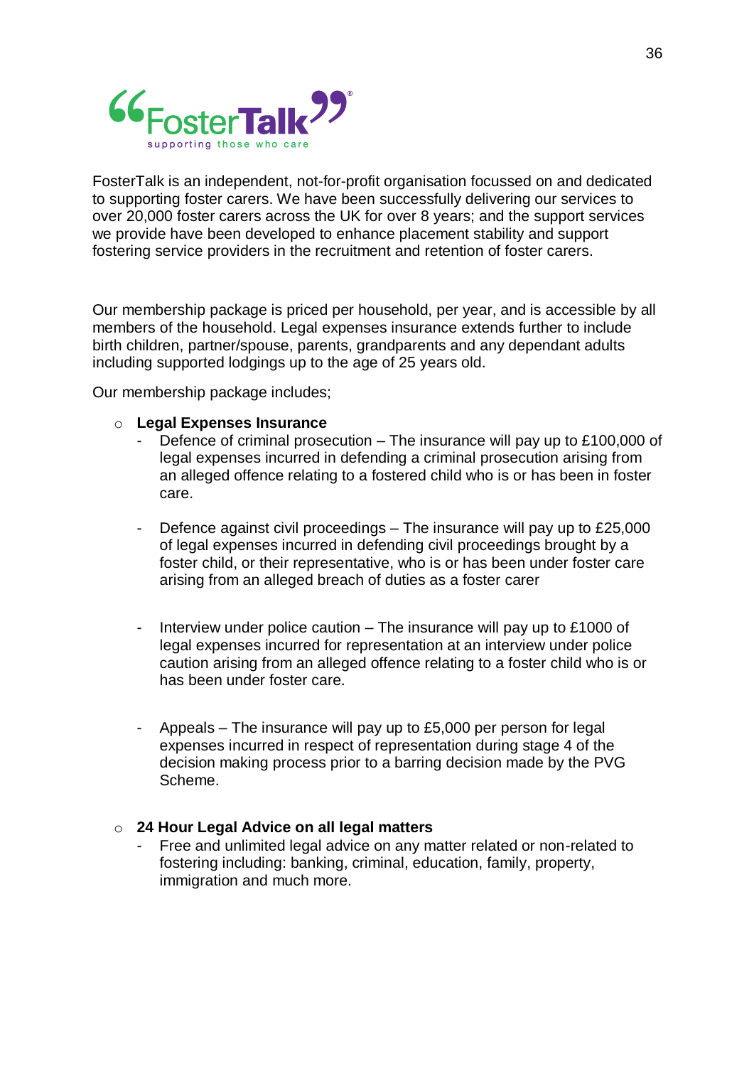FosterTalk is an independent, not-for-profit organisation focussed on and dedicated to supporting foster carers. We have been successfully delivering our services to over 20,000 foster carers across the UK for over 8 years; and the support services we provide have been developed to enhance placement stability and support fostering service providers in the recruitment and retention of foster carers.

Our membership package is priced per household, per year, and is accessible by all members of the household. Legal expenses insurance extends further to include birth children, partner/spouse, parents, grandparents and any dependant adults including supported lodgings up to the age of 25 years old.

Our membership package includes;

- **Legal Expenses Insurance**
  - Defence of criminal prosecution – The insurance will pay up to £100,000 of legal expenses incurred in defending a criminal prosecution arising from an alleged offence relating to a fostered child who is or has been in foster care.
  - Defence against civil proceedings – The insurance will pay up to £25,000 of legal expenses incurred in defending civil proceedings brought by a foster child, or their representative, who is or has been under foster care arising from an alleged breach of duties as a foster carer
  - Interview under police caution – The insurance will pay up to £1000 of legal expenses incurred for representation at an interview under police caution arising from an alleged offence relating to a foster child who is or has been under foster care.
  - Appeals – The insurance will pay up to £5,000 per person for legal expenses incurred in respect of representation during stage 4 of the decision making process prior to a barring decision made by the PVG Scheme.
- **24 Hour Legal Advice on all legal matters**
  - Free and unlimited legal advice on any matter related or non-related to fostering including: banking, criminal, education, family, property, immigration and much more.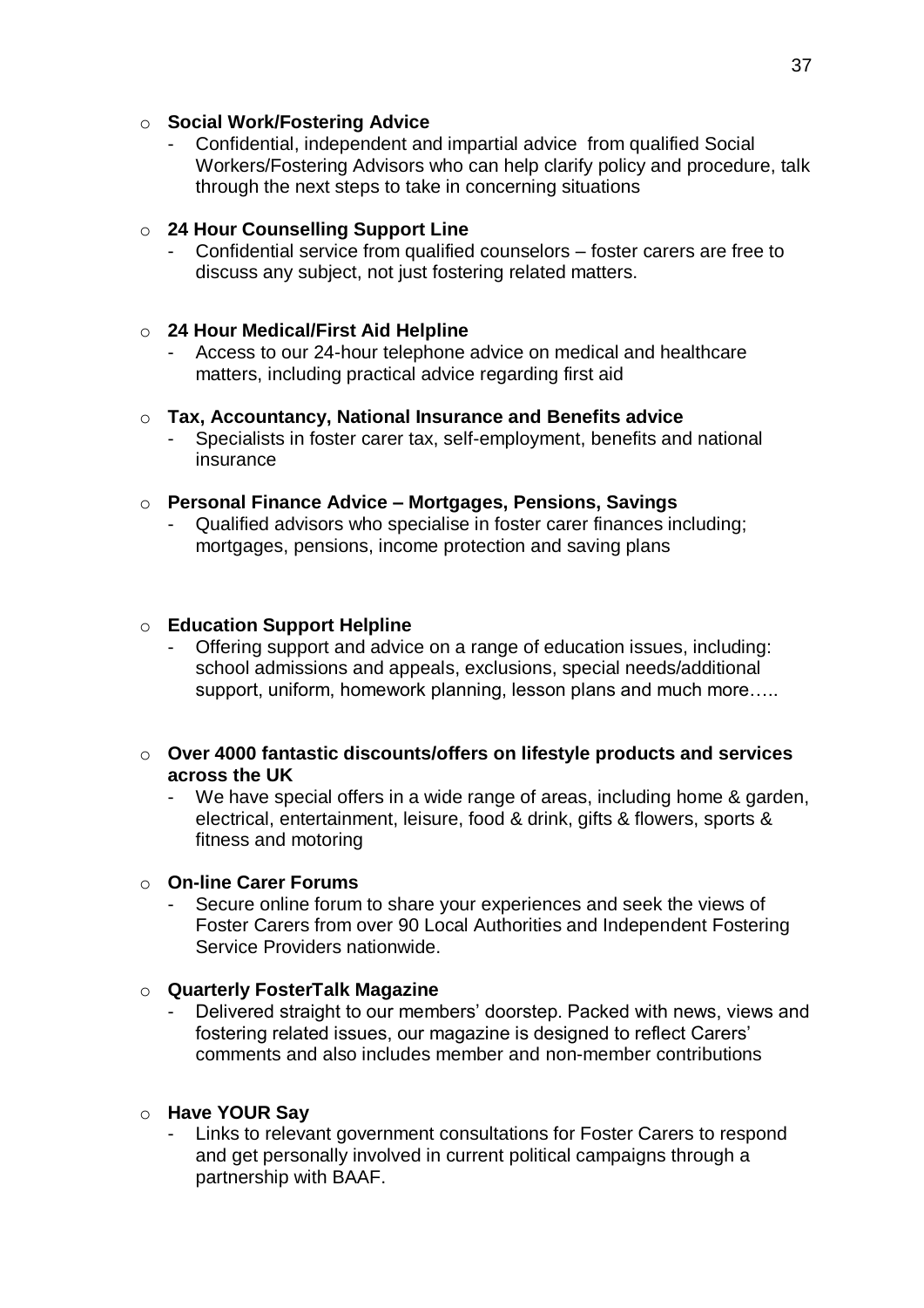- **Social Work/Fostering Advice**
  - Confidential, independent and impartial advice from qualified Social Workers/Fostering Advisors who can help clarify policy and procedure, talk through the next steps to take in concerning situations

- **24 Hour Counselling Support Line**
  - Confidential service from qualified counselors – foster carers are free to discuss any subject, not just fostering related matters.

- **24 Hour Medical/First Aid Helpline**
  - Access to our 24-hour telephone advice on medical and healthcare matters, including practical advice regarding first aid

- **Tax, Accountancy, National Insurance and Benefits advice**
  - Specialists in foster carer tax, self-employment, benefits and national insurance

- **Personal Finance Advice – Mortgages, Pensions, Savings**
  - Qualified advisors who specialise in foster carer finances including; mortgages, pensions, income protection and saving plans

- **Education Support Helpline**
  - Offering support and advice on a range of education issues, including: school admissions and appeals, exclusions, special needs/additional support, uniform, homework planning, lesson plans and much more…..

- **Over 4000 fantastic discounts/offers on lifestyle products and services across the UK**
  - We have special offers in a wide range of areas, including home & garden, electrical, entertainment, leisure, food & drink, gifts & flowers, sports & fitness and motoring

- **On-line Carer Forums**
  - Secure online forum to share your experiences and seek the views of Foster Carers from over 90 Local Authorities and Independent Fostering Service Providers nationwide.

- **Quarterly FosterTalk Magazine**
  - Delivered straight to our members' doorstep. Packed with news, views and fostering related issues, our magazine is designed to reflect Carers' comments and also includes member and non-member contributions

- **Have YOUR Say**
  - Links to relevant government consultations for Foster Carers to respond and get personally involved in current political campaigns through a partnership with BAAF.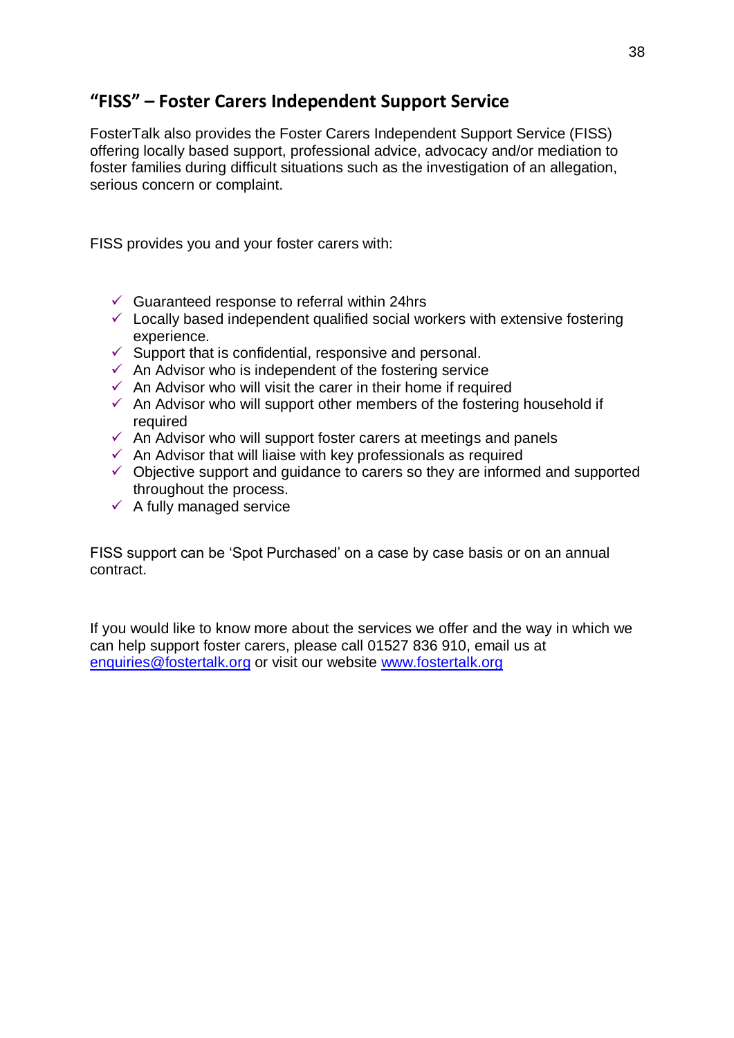## "FISS" – Foster Carers Independent Support Service

FosterTalk also provides the Foster Carers Independent Support Service (FISS) offering locally based support, professional advice, advocacy and/or mediation to foster families during difficult situations such as the investigation of an allegation, serious concern or complaint.

FISS provides you and your foster carers with:

- ✓ Guaranteed response to referral within 24hrs
- ✓ Locally based independent qualified social workers with extensive fostering experience.
- ✓ Support that is confidential, responsive and personal.
- ✓ An Advisor who is independent of the fostering service
- ✓ An Advisor who will visit the carer in their home if required
- ✓ An Advisor who will support other members of the fostering household if required
- ✓ An Advisor who will support foster carers at meetings and panels
- ✓ An Advisor that will liaise with key professionals as required
- ✓ Objective support and guidance to carers so they are informed and supported throughout the process.
- ✓ A fully managed service

FISS support can be 'Spot Purchased' on a case by case basis or on an annual contract.

If you would like to know more about the services we offer and the way in which we can help support foster carers, please call 01527 836 910, email us at [enquiries@fostertalk.org](mailto:enquiries@fostertalk.org) or visit our website [www.fostertalk.org](http://www.fostertalk.org)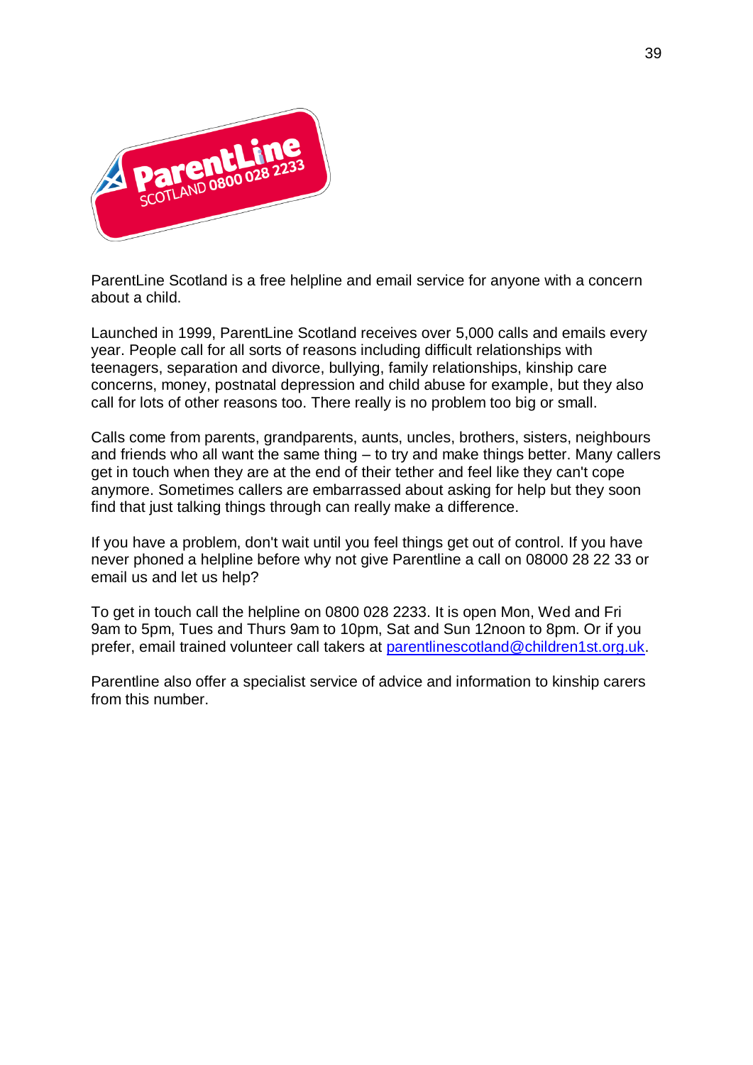ParentLine Scotland is a free helpline and email service for anyone with a concern about a child.

Launched in 1999, ParentLine Scotland receives over 5,000 calls and emails every year. People call for all sorts of reasons including difficult relationships with teenagers, separation and divorce, bullying, family relationships, kinship care concerns, money, postnatal depression and child abuse for example, but they also call for lots of other reasons too. There really is no problem too big or small.

Calls come from parents, grandparents, aunts, uncles, brothers, sisters, neighbours and friends who all want the same thing – to try and make things better. Many callers get in touch when they are at the end of their tether and feel like they can't cope anymore. Sometimes callers are embarrassed about asking for help but they soon find that just talking things through can really make a difference.

If you have a problem, don't wait until you feel things get out of control. If you have never phoned a helpline before why not give Parentline a call on 08000 28 22 33 or email us and let us help?

To get in touch call the helpline on 0800 028 2233. It is open Mon, Wed and Fri 9am to 5pm, Tues and Thurs 9am to 10pm, Sat and Sun 12noon to 8pm. Or if you prefer, email trained volunteer call takers at [parentlinescotland@children1st.org.uk](mailto:parentlinescotland@children1st.org.uk).

Parentline also offer a specialist service of advice and information to kinship carers from this number.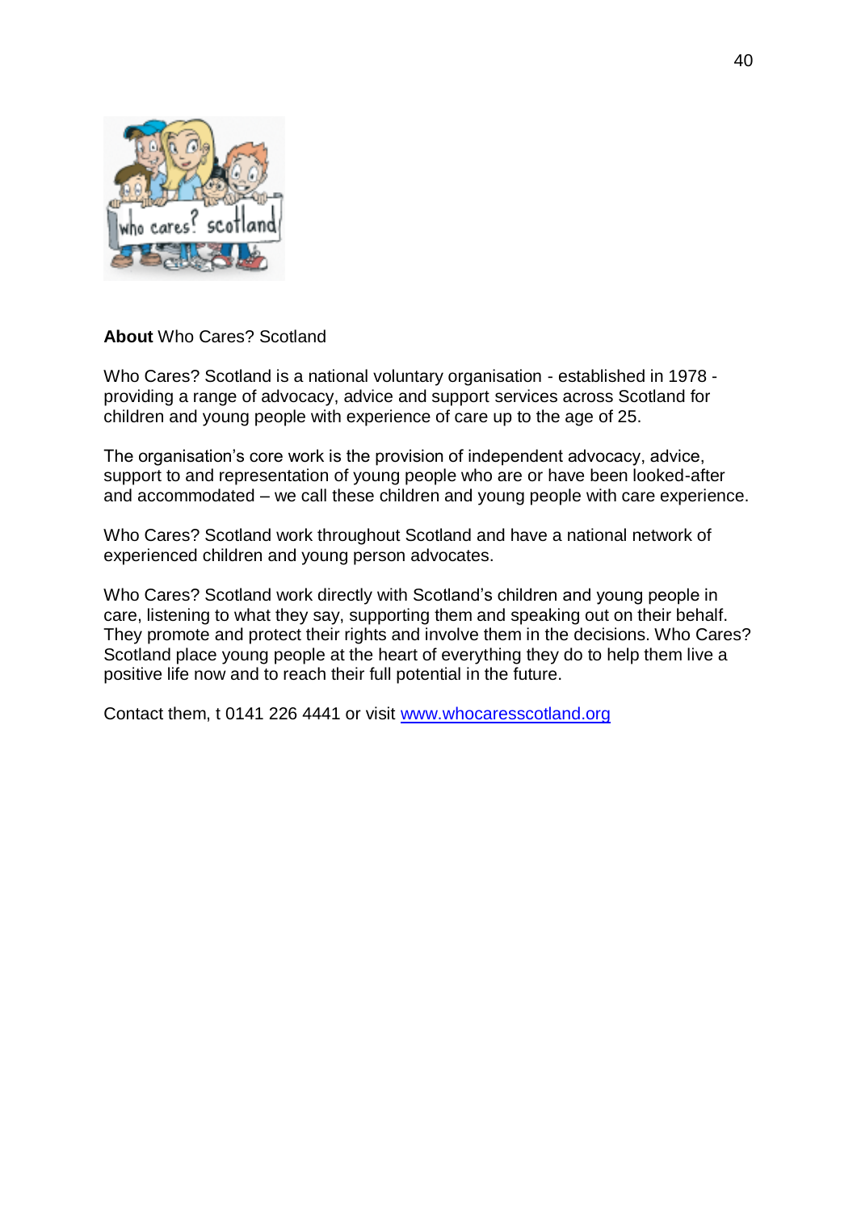**About** Who Cares? Scotland

Who Cares? Scotland is a national voluntary organisation - established in 1978 - providing a range of advocacy, advice and support services across Scotland for children and young people with experience of care up to the age of 25.

The organisation's core work is the provision of independent advocacy, advice, support to and representation of young people who are or have been looked-after and accommodated – we call these children and young people with care experience.

Who Cares? Scotland work throughout Scotland and have a national network of experienced children and young person advocates.

Who Cares? Scotland work directly with Scotland's children and young people in care, listening to what they say, supporting them and speaking out on their behalf. They promote and protect their rights and involve them in the decisions. Who Cares? Scotland place young people at the heart of everything they do to help them live a positive life now and to reach their full potential in the future.

Contact them, t 0141 226 4441 or visit [www.whocaresscotland.org](http://www.whocaresscotland.org)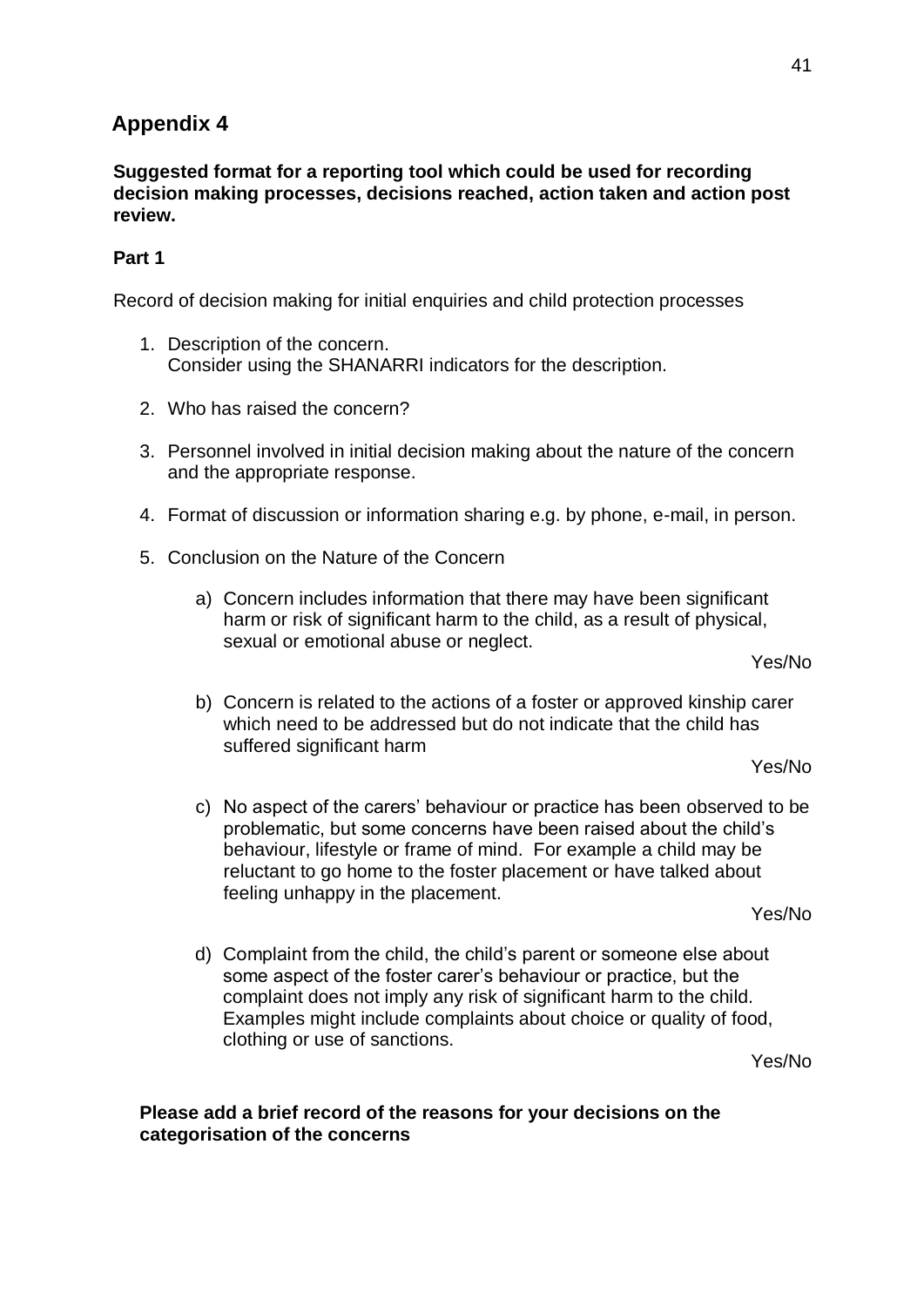## Appendix 4

**Suggested format for a reporting tool which could be used for recording decision making processes, decisions reached, action taken and action post review.**

**Part 1**

Record of decision making for initial enquiries and child protection processes

1. Description of the concern.
   Consider using the SHANARRI indicators for the description.

2. Who has raised the concern?

3. Personnel involved in initial decision making about the nature of the concern and the appropriate response.

4. Format of discussion or information sharing e.g. by phone, e-mail, in person.

5. Conclusion on the Nature of the Concern

   a) Concern includes information that there may have been significant harm or risk of significant harm to the child, as a result of physical, sexual or emotional abuse or neglect.

      Yes/No

   b) Concern is related to the actions of a foster or approved kinship carer which need to be addressed but do not indicate that the child has suffered significant harm

      Yes/No

   c) No aspect of the carers' behaviour or practice has been observed to be problematic, but some concerns have been raised about the child's behaviour, lifestyle or frame of mind. For example a child may be reluctant to go home to the foster placement or have talked about feeling unhappy in the placement.

      Yes/No

   d) Complaint from the child, the child's parent or someone else about some aspect of the foster carer's behaviour or practice, but the complaint does not imply any risk of significant harm to the child. Examples might include complaints about choice or quality of food, clothing or use of sanctions.

      Yes/No

**Please add a brief record of the reasons for your decisions on the categorisation of the concerns**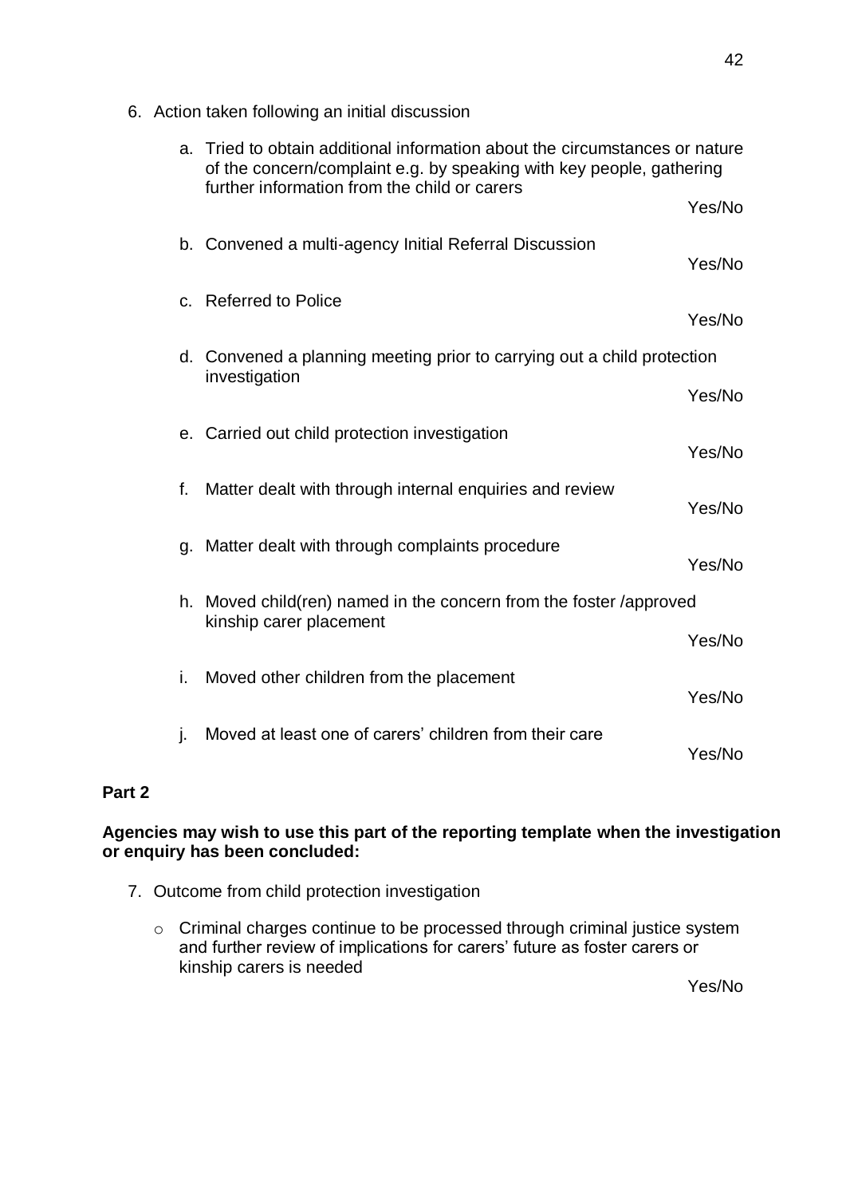6. Action taken following an initial discussion

   a. Tried to obtain additional information about the circumstances or nature of the concern/complaint e.g. by speaking with key people, gathering further information from the child or carers

      Yes/No

   b. Convened a multi-agency Initial Referral Discussion

      Yes/No

   c. Referred to Police

      Yes/No

   d. Convened a planning meeting prior to carrying out a child protection investigation

      Yes/No

   e. Carried out child protection investigation

      Yes/No

   f. Matter dealt with through internal enquiries and review

      Yes/No

   g. Matter dealt with through complaints procedure

      Yes/No

   h. Moved child(ren) named in the concern from the foster /approved kinship carer placement

      Yes/No

   i. Moved other children from the placement

      Yes/No

   j. Moved at least one of carers' children from their care

      Yes/No

**Part 2**

**Agencies may wish to use this part of the reporting template when the investigation or enquiry has been concluded:**

7. Outcome from child protection investigation

   - Criminal charges continue to be processed through criminal justice system and further review of implications for carers' future as foster carers or kinship carers is needed

     Yes/No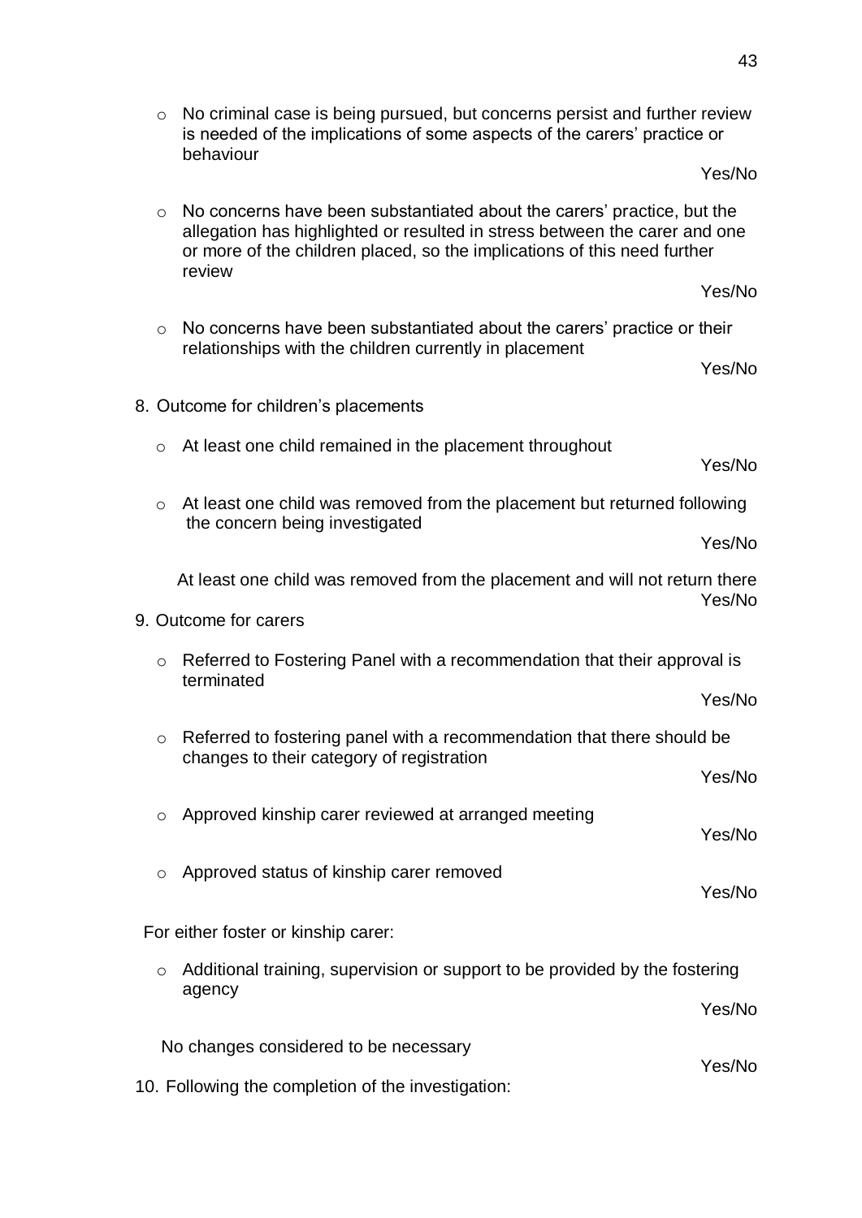- No criminal case is being pursued, but concerns persist and further review is needed of the implications of some aspects of the carers' practice or behaviour

  Yes/No

- No concerns have been substantiated about the carers' practice, but the allegation has highlighted or resulted in stress between the carer and one or more of the children placed, so the implications of this need further review

  Yes/No

- No concerns have been substantiated about the carers' practice or their relationships with the children currently in placement

  Yes/No

8. Outcome for children's placements

- At least one child remained in the placement throughout

  Yes/No

- At least one child was removed from the placement but returned following the concern being investigated

  Yes/No

  At least one child was removed from the placement and will not return there

  Yes/No

9. Outcome for carers

- Referred to Fostering Panel with a recommendation that their approval is terminated

  Yes/No

- Referred to fostering panel with a recommendation that there should be changes to their category of registration

  Yes/No

- Approved kinship carer reviewed at arranged meeting

  Yes/No

- Approved status of kinship carer removed

  Yes/No

For either foster or kinship carer:

- Additional training, supervision or support to be provided by the fostering agency

  Yes/No

  No changes considered to be necessary

  Yes/No

10. Following the completion of the investigation: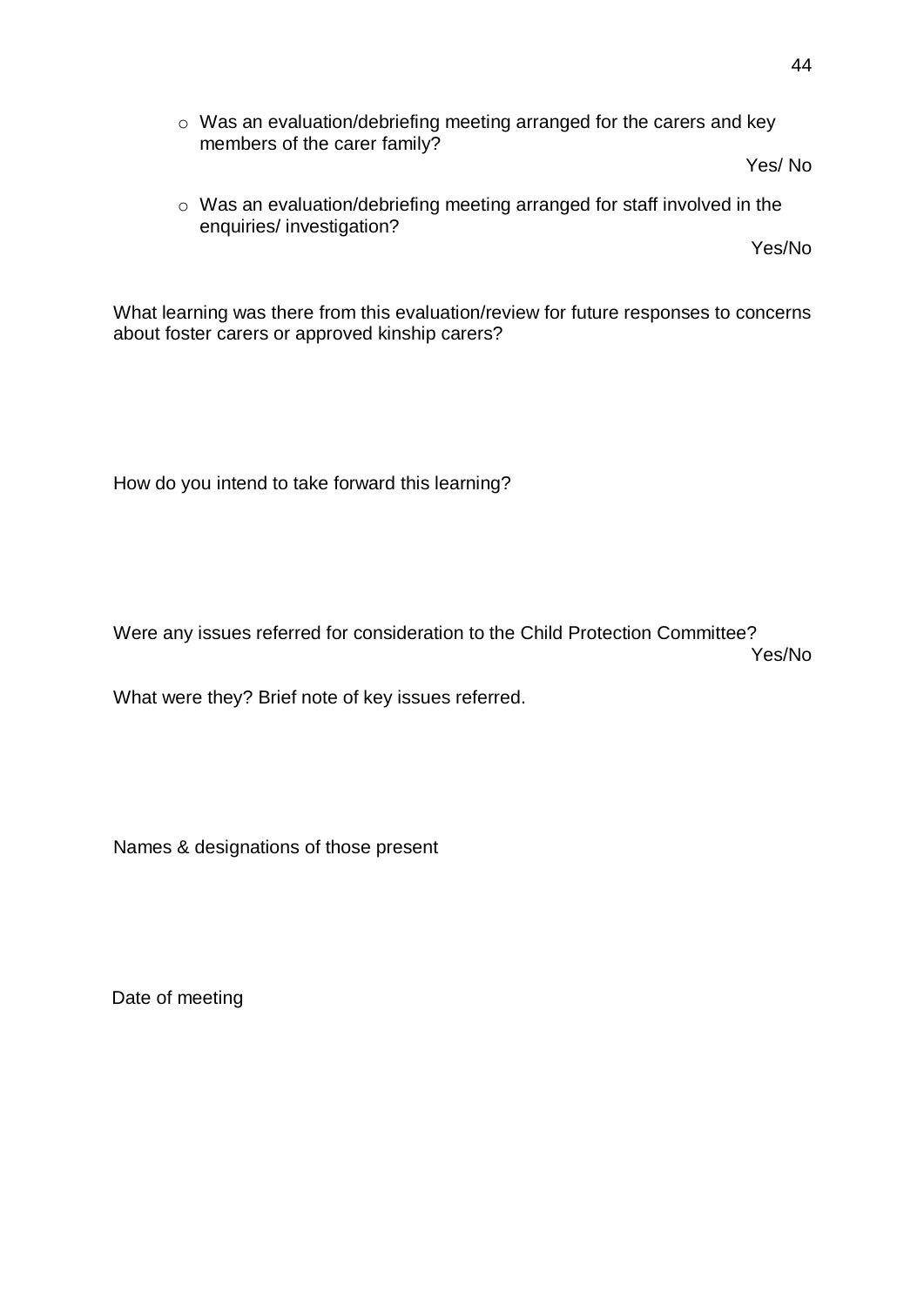- Was an evaluation/debriefing meeting arranged for the carers and key members of the carer family?

  Yes/ No

- Was an evaluation/debriefing meeting arranged for staff involved in the enquiries/ investigation?

  Yes/No

What learning was there from this evaluation/review for future responses to concerns about foster carers or approved kinship carers?

How do you intend to take forward this learning?

Were any issues referred for consideration to the Child Protection Committee?

Yes/No

What were they? Brief note of key issues referred.

Names & designations of those present

Date of meeting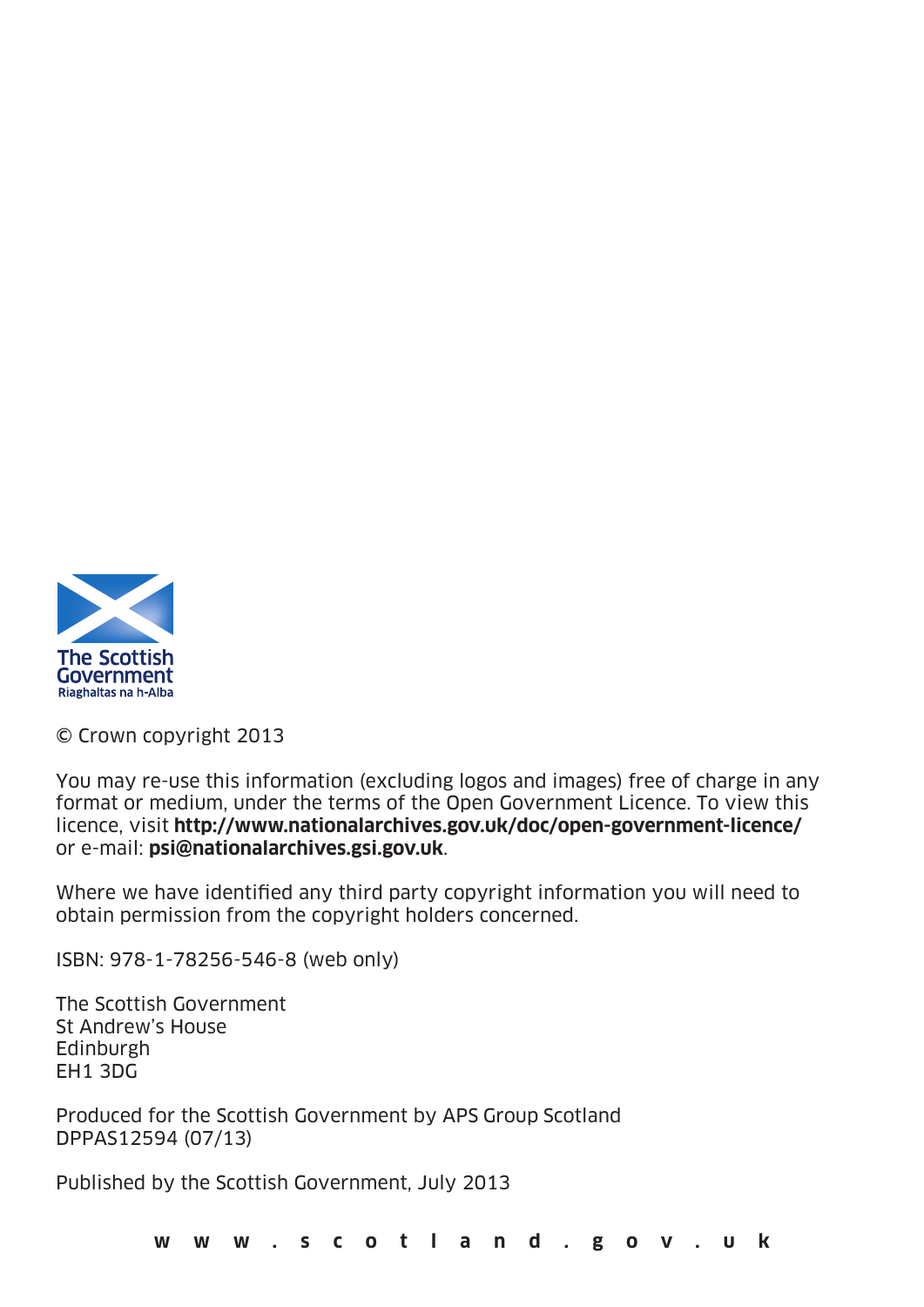The Scottish Government
Riaghaltas na h-Alba

© Crown copyright 2013

You may re-use this information (excluding logos and images) free of charge in any format or medium, under the terms of the Open Government Licence. To view this licence, visit **http://www.nationalarchives.gov.uk/doc/open-government-licence/** or e-mail: **psi@nationalarchives.gsi.gov.uk**.

Where we have identified any third party copyright information you will need to obtain permission from the copyright holders concerned.

ISBN: 978-1-78256-546-8 (web only)

The Scottish Government
St Andrew's House
Edinburgh
EH1 3DG

Produced for the Scottish Government by APS Group Scotland
DPPAS12594 (07/13)

Published by the Scottish Government, July 2013

**w w w . s c o t l a n d . g o v . u k**